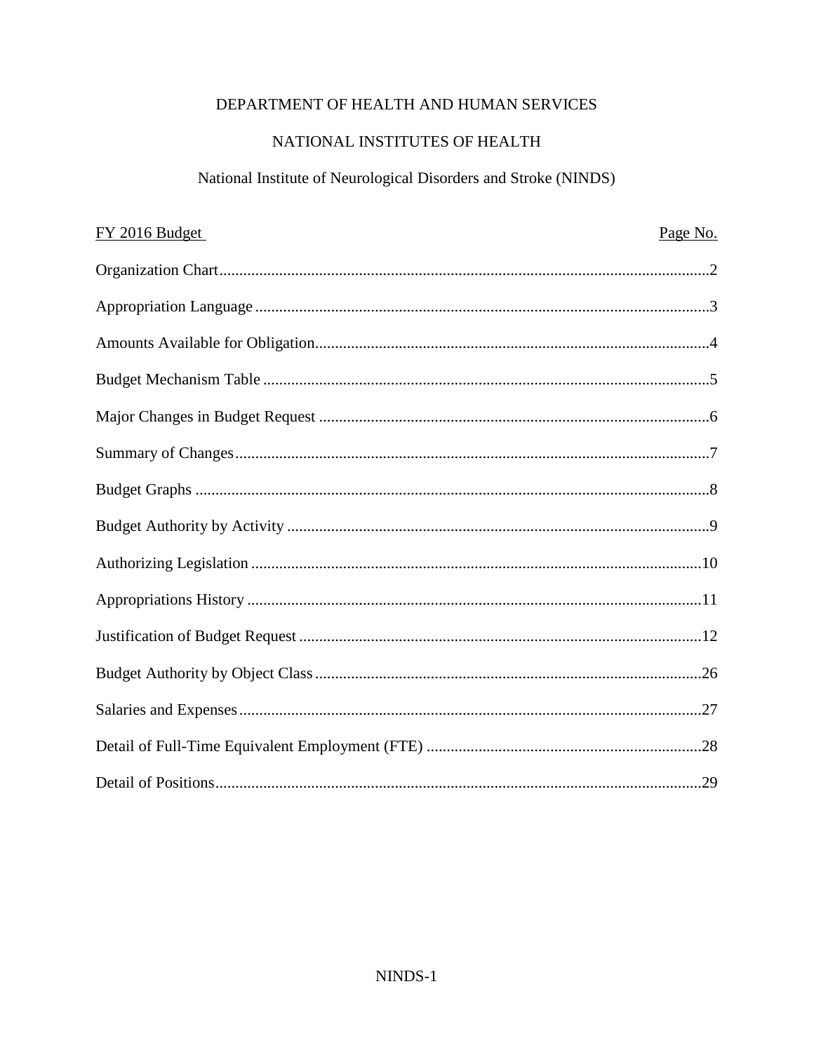DEPARTMENT OF HEALTH AND HUMAN SERVICES

NATIONAL INSTITUTES OF HEALTH

National Institute of Neurological Disorders and Stroke (NINDS)

| FY 2016 Budget | Page No. |
|---|---|
| Organization Chart | 2 |
| Appropriation Language | 3 |
| Amounts Available for Obligation | 4 |
| Budget Mechanism Table | 5 |
| Major Changes in Budget Request | 6 |
| Summary of Changes | 7 |
| Budget Graphs | 8 |
| Budget Authority by Activity | 9 |
| Authorizing Legislation | 10 |
| Appropriations History | 11 |
| Justification of Budget Request | 12 |
| Budget Authority by Object Class | 26 |
| Salaries and Expenses | 27 |
| Detail of Full-Time Equivalent Employment (FTE) | 28 |
| Detail of Positions | 29 |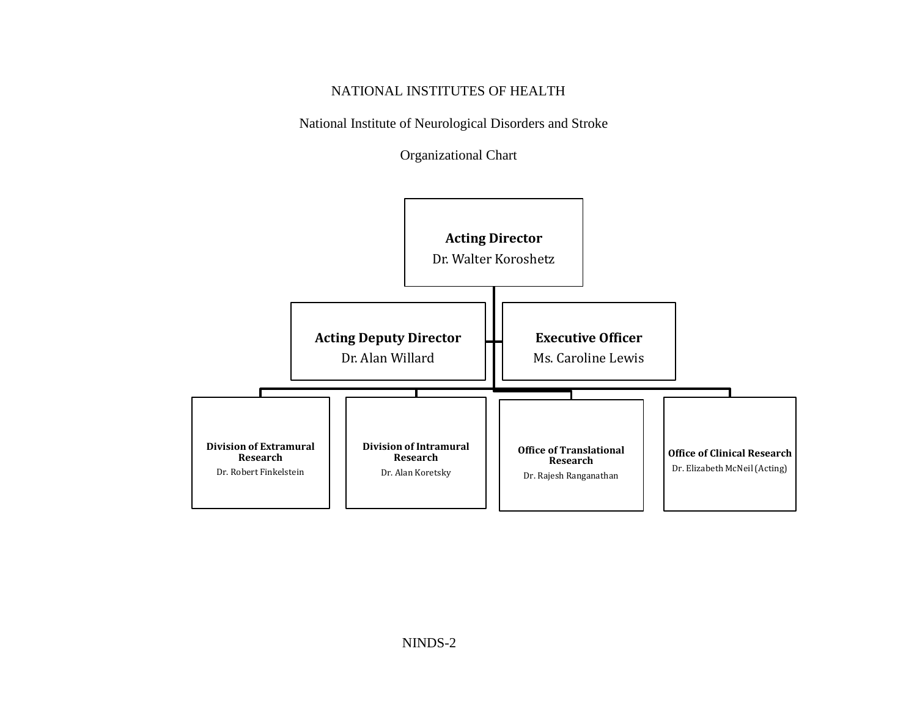NATIONAL INSTITUTES OF HEALTH

National Institute of Neurological Disorders and Stroke

Organizational Chart

**Acting Director**
Dr. Walter Koroshetz

**Acting Deputy Director**
Dr. Alan Willard

**Executive Officer**
Ms. Caroline Lewis

**Division of Extramural Research**
Dr. Robert Finkelstein

**Division of Intramural Research**
Dr. Alan Koretsky

**Office of Translational Research**
Dr. Rajesh Ranganathan

**Office of Clinical Research**
Dr. Elizabeth McNeil (Acting)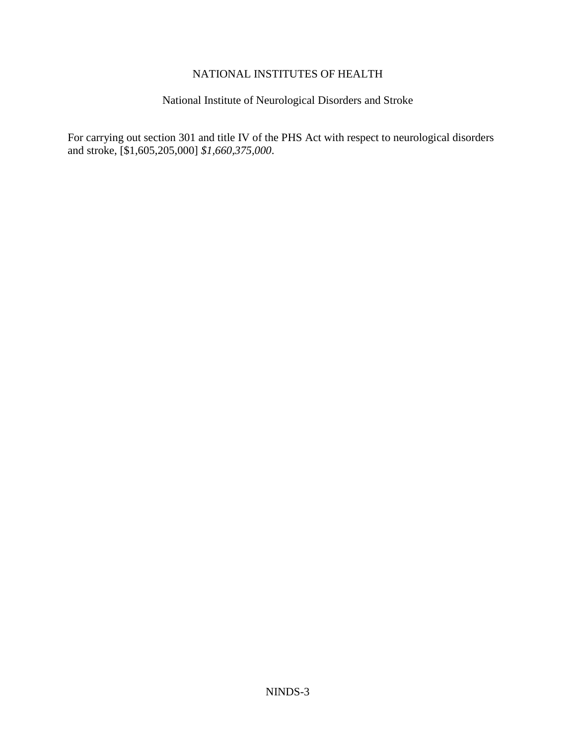# NATIONAL INSTITUTES OF HEALTH

## National Institute of Neurological Disorders and Stroke

For carrying out section 301 and title IV of the PHS Act with respect to neurological disorders and stroke, [$1,605,205,000] *$1,660,375,000*.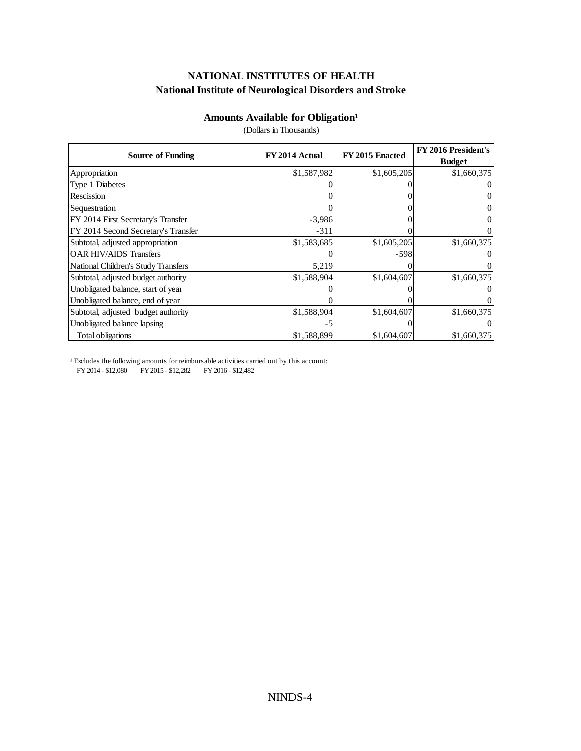# NATIONAL INSTITUTES OF HEALTH

## National Institute of Neurological Disorders and Stroke

### Amounts Available for Obligation[1]

(Dollars in Thousands)

| Source of Funding | FY 2014 Actual | FY 2015 Enacted | FY 2016 President's Budget |
|---|---|---|---|
| Appropriation | $1,587,982 | $1,605,205 | $1,660,375 |
| Type 1 Diabetes | 0 | 0 | 0 |
| Rescission | 0 | 0 | 0 |
| Sequestration | 0 | 0 | 0 |
| FY 2014 First Secretary's Transfer | -3,986 | 0 | 0 |
| FY 2014 Second Secretary's Transfer | -311 | 0 | 0 |
| Subtotal, adjusted appropriation | $1,583,685 | $1,605,205 | $1,660,375 |
| OAR HIV/AIDS Transfers | 0 | -598 | 0 |
| National Children's Study Transfers | 5,219 | 0 | 0 |
| Subtotal, adjusted budget authority | $1,588,904 | $1,604,607 | $1,660,375 |
| Unobligated balance, start of year | 0 | 0 | 0 |
| Unobligated balance, end of year | 0 | 0 | 0 |
| Subtotal, adjusted budget authority | $1,588,904 | $1,604,607 | $1,660,375 |
| Unobligated balance lapsing | -5 | 0 | 0 |
| Total obligations | $1,588,899 | $1,604,607 | $1,660,375 |

[1] Excludes the following amounts for reimbursable activities carried out by this account:
FY 2014 - $12,080 FY 2015 - $12,282 FY 2016 - $12,482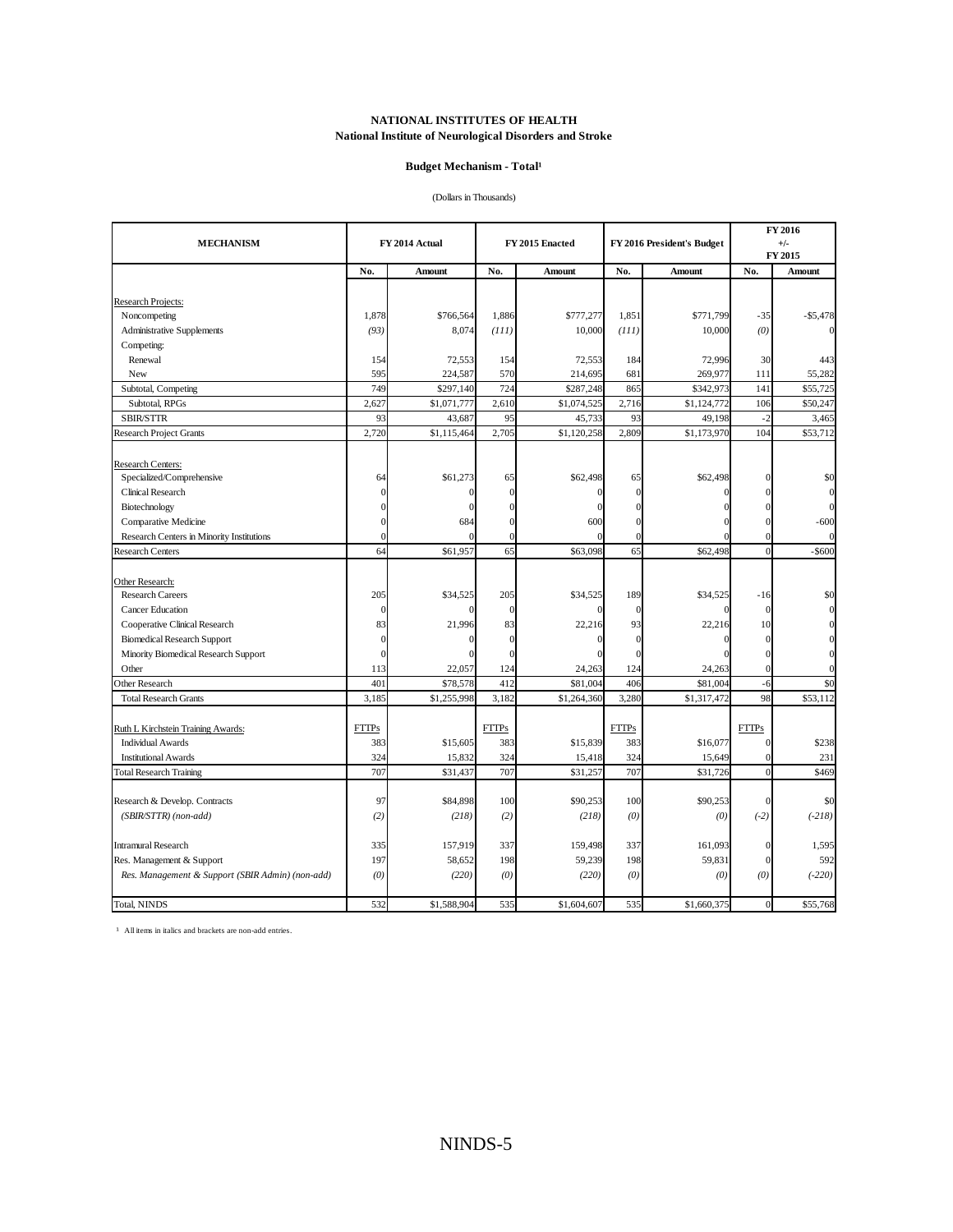**NATIONAL INSTITUTES OF HEALTH**
**National Institute of Neurological Disorders and Stroke**

**Budget Mechanism - Total[1]**

(Dollars in Thousands)

| MECHANISM | FY 2014 Actual | | FY 2015 Enacted | | FY 2016 President's Budget | | FY 2016 +/- FY 2015 | |
|---|---|---|---|---|---|---|---|---|
| | No. | Amount | No. | Amount | No. | Amount | No. | Amount |
| Research Projects: | | | | | | | | |
| Noncompeting | 1,878 | $766,564 | 1,886 | $777,277 | 1,851 | $771,799 | -35 | -$5,478 |
| Administrative Supplements | *(93)* | 8,074 | *(111)* | 10,000 | *(111)* | 10,000 | *(0)* | 0 |
| Competing: | | | | | | | | |
| Renewal | 154 | 72,553 | 154 | 72,553 | 184 | 72,996 | 30 | 443 |
| New | 595 | 224,587 | 570 | 214,695 | 681 | 269,977 | 111 | 55,282 |
| Subtotal, Competing | 749 | $297,140 | 724 | $287,248 | 865 | $342,973 | 141 | $55,725 |
| Subtotal, RPGs | 2,627 | $1,071,777 | 2,610 | $1,074,525 | 2,716 | $1,124,772 | 106 | $50,247 |
| SBIR/STTR | 93 | 43,687 | 95 | 45,733 | 93 | 49,198 | -2 | 3,465 |
| Research Project Grants | 2,720 | $1,115,464 | 2,705 | $1,120,258 | 2,809 | $1,173,970 | 104 | $53,712 |
| Research Centers: | | | | | | | | |
| Specialized/Comprehensive | 64 | $61,273 | 65 | $62,498 | 65 | $62,498 | 0 | $0 |
| Clinical Research | 0 | 0 | 0 | 0 | 0 | 0 | 0 | 0 |
| Biotechnology | 0 | 0 | 0 | 0 | 0 | 0 | 0 | 0 |
| Comparative Medicine | 0 | 684 | 0 | 600 | 0 | 0 | 0 | -600 |
| Research Centers in Minority Institutions | 0 | 0 | 0 | 0 | 0 | 0 | 0 | 0 |
| Research Centers | 64 | $61,957 | 65 | $63,098 | 65 | $62,498 | 0 | -$600 |
| Other Research: | | | | | | | | |
| Research Careers | 205 | $34,525 | 205 | $34,525 | 189 | $34,525 | -16 | $0 |
| Cancer Education | 0 | 0 | 0 | 0 | 0 | 0 | 0 | 0 |
| Cooperative Clinical Research | 83 | 21,996 | 83 | 22,216 | 93 | 22,216 | 10 | 0 |
| Biomedical Research Support | 0 | 0 | 0 | 0 | 0 | 0 | 0 | 0 |
| Minority Biomedical Research Support | 0 | 0 | 0 | 0 | 0 | 0 | 0 | 0 |
| Other | 113 | 22,057 | 124 | 24,263 | 124 | 24,263 | 0 | 0 |
| Other Research | 401 | $78,578 | 412 | $81,004 | 406 | $81,004 | -6 | $0 |
| Total Research Grants | 3,185 | $1,255,998 | 3,182 | $1,264,360 | 3,280 | $1,317,472 | 98 | $53,112 |
| Ruth L Kirchstein Training Awards: | FTTPs | | FTTPs | | FTTPs | | FTTPs | |
| Individual Awards | 383 | $15,605 | 383 | $15,839 | 383 | $16,077 | 0 | $238 |
| Institutional Awards | 324 | 15,832 | 324 | 15,418 | 324 | 15,649 | 0 | 231 |
| Total Research Training | 707 | $31,437 | 707 | $31,257 | 707 | $31,726 | 0 | $469 |
| Research & Develop. Contracts | 97 | $84,898 | 100 | $90,253 | 100 | $90,253 | 0 | $0 |
| *(SBIR/STTR) (non-add)* | *(2)* | *(218)* | *(2)* | *(218)* | *(0)* | *(0)* | *(-2)* | *(-218)* |
| Intramural Research | 335 | 157,919 | 337 | 159,498 | 337 | 161,093 | 0 | 1,595 |
| Res. Management & Support | 197 | 58,652 | 198 | 59,239 | 198 | 59,831 | 0 | 592 |
| *Res. Management & Support (SBIR Admin) (non-add)* | *(0)* | *(220)* | *(0)* | *(220)* | *(0)* | *(0)* | *(0)* | *(-220)* |
| Total, NINDS | 532 | $1,588,904 | 535 | $1,604,607 | 535 | $1,660,375 | 0 | $55,768 |

[1] All items in italics and brackets are non-add entries.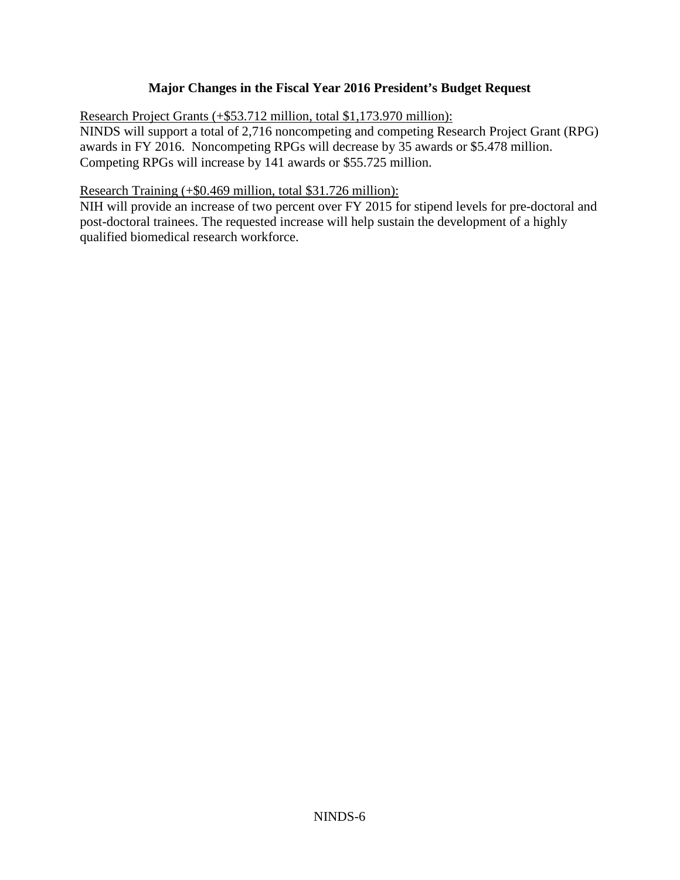## Major Changes in the Fiscal Year 2016 President's Budget Request

Research Project Grants (+$53.712 million, total $1,173.970 million):
NINDS will support a total of 2,716 noncompeting and competing Research Project Grant (RPG) awards in FY 2016. Noncompeting RPGs will decrease by 35 awards or $5.478 million. Competing RPGs will increase by 141 awards or $55.725 million.

Research Training (+$0.469 million, total $31.726 million):
NIH will provide an increase of two percent over FY 2015 for stipend levels for pre-doctoral and post-doctoral trainees. The requested increase will help sustain the development of a highly qualified biomedical research workforce.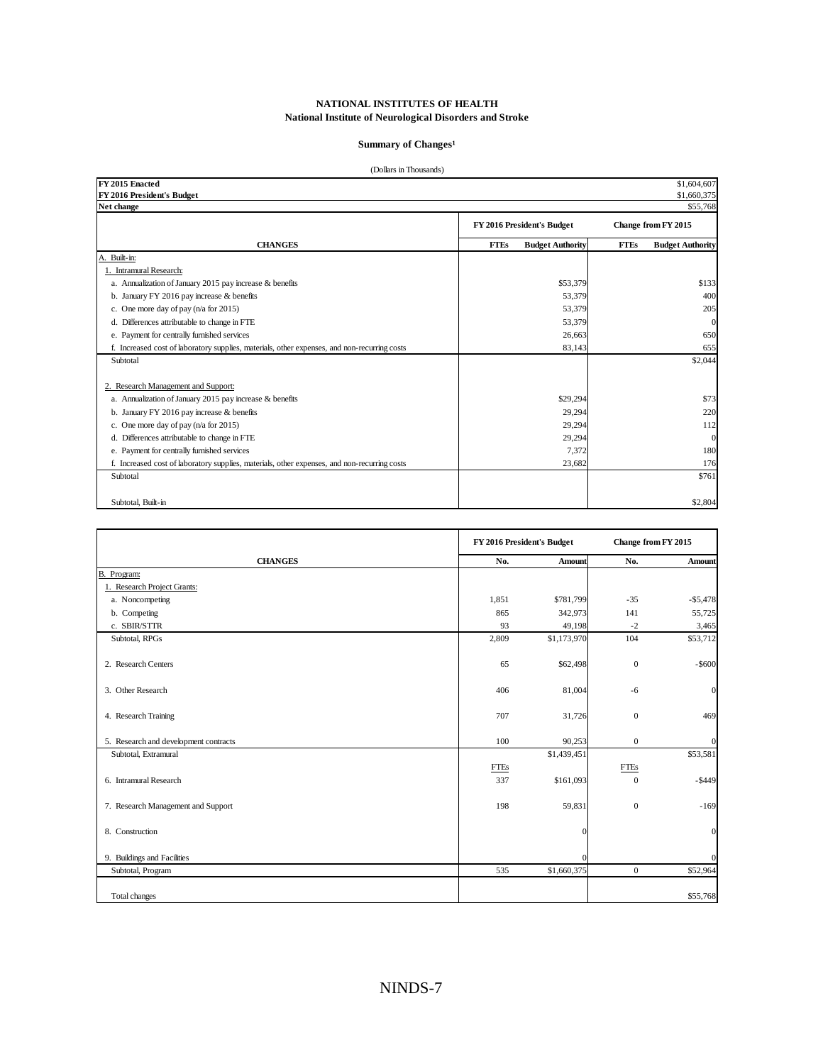**NATIONAL INSTITUTES OF HEALTH**
**National Institute of Neurological Disorders and Stroke**

**Summary of Changes[1]**

(Dollars in Thousands)

| | |
|---|---|
| **FY 2015 Enacted** | $1,604,607 |
| **FY 2016 President's Budget** | $1,660,375 |
| **Net change** | $55,768 |

| | FY 2016 President's Budget | | Change from FY 2015 | |
|---|---|---|---|---|
| **CHANGES** | **FTEs** | **Budget Authority** | **FTEs** | **Budget Authority** |
| A. Built-in: | | | | |
| 1. Intramural Research: | | | | |
| a. Annualization of January 2015 pay increase & benefits | | $53,379 | | $133 |
| b. January FY 2016 pay increase & benefits | | 53,379 | | 400 |
| c. One more day of pay (n/a for 2015) | | 53,379 | | 205 |
| d. Differences attributable to change in FTE | | 53,379 | | 0 |
| e. Payment for centrally furnished services | | 26,663 | | 650 |
| f. Increased cost of laboratory supplies, materials, other expenses, and non-recurring costs | | 83,143 | | 655 |
| Subtotal | | | | $2,044 |
| 2. Research Management and Support: | | | | |
| a. Annualization of January 2015 pay increase & benefits | | $29,294 | | $73 |
| b. January FY 2016 pay increase & benefits | | 29,294 | | 220 |
| c. One more day of pay (n/a for 2015) | | 29,294 | | 112 |
| d. Differences attributable to change in FTE | | 29,294 | | 0 |
| e. Payment for centrally furnished services | | 7,372 | | 180 |
| f. Increased cost of laboratory supplies, materials, other expenses, and non-recurring costs | | 23,682 | | 176 |
| Subtotal | | | | $761 |
| Subtotal, Built-in | | | | $2,804 |

| | FY 2016 President's Budget | | Change from FY 2015 | |
|---|---|---|---|---|
| **CHANGES** | **No.** | **Amount** | **No.** | **Amount** |
| B. Program: | | | | |
| 1. Research Project Grants: | | | | |
| a. Noncompeting | 1,851 | $781,799 | -35 | -$5,478 |
| b. Competing | 865 | 342,973 | 141 | 55,725 |
| c. SBIR/STTR | 93 | 49,198 | -2 | 3,465 |
| Subtotal, RPGs | 2,809 | $1,173,970 | 104 | $53,712 |
| 2. Research Centers | 65 | $62,498 | 0 | -$600 |
| 3. Other Research | 406 | 81,004 | -6 | 0 |
| 4. Research Training | 707 | 31,726 | 0 | 469 |
| 5. Research and development contracts | 100 | 90,253 | 0 | 0 |
| Subtotal, Extramural | | $1,439,451 | | $53,581 |
| | FTEs | | FTEs | |
| 6. Intramural Research | 337 | $161,093 | 0 | -$449 |
| 7. Research Management and Support | 198 | 59,831 | 0 | -169 |
| 8. Construction | | 0 | | 0 |
| 9. Buildings and Facilities | | 0 | | 0 |
| Subtotal, Program | 535 | $1,660,375 | 0 | $52,964 |
| Total changes | | | | $55,768 |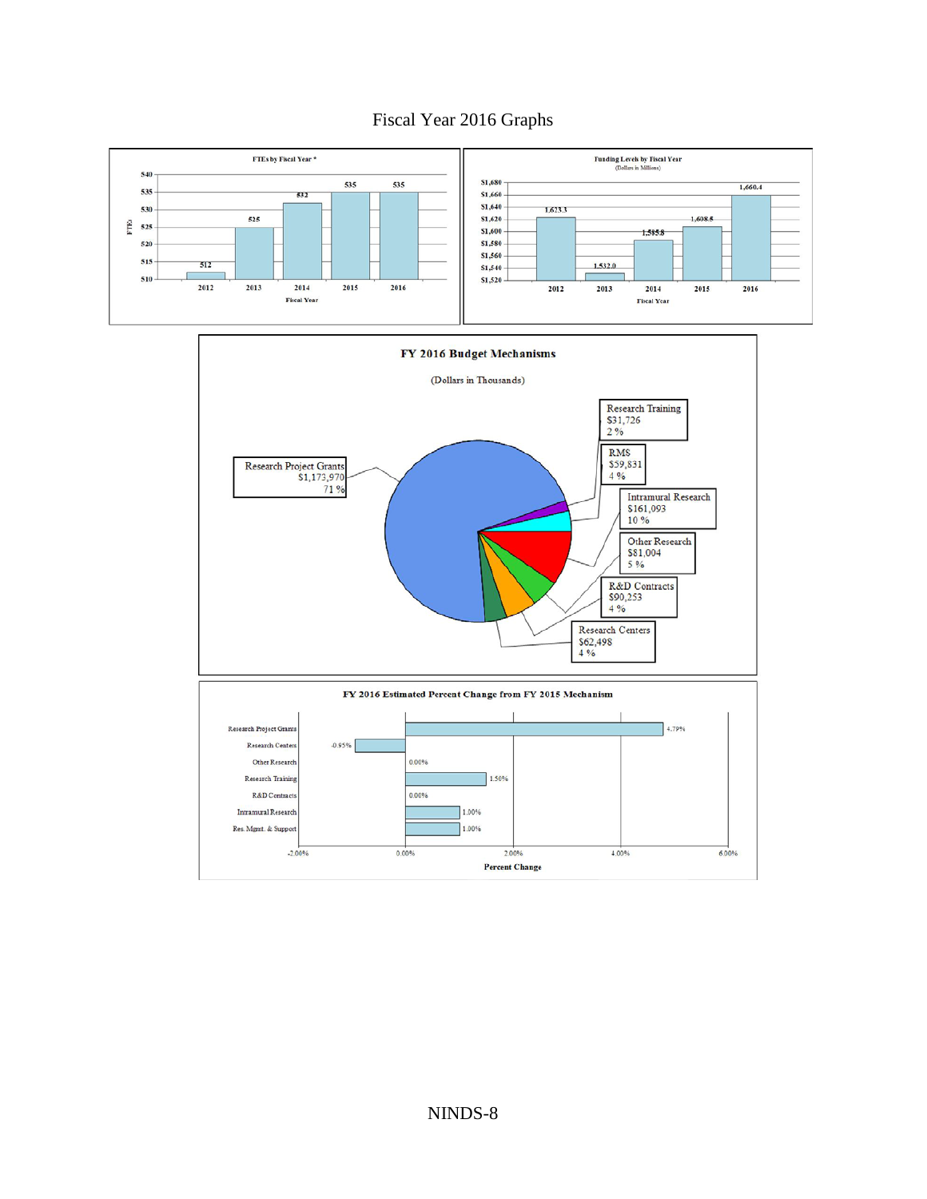# Fiscal Year 2016 Graphs

**FTEs by Fiscal Year \***

| Fiscal Year | FTEs |
|---|---|
| 2012 | 512 |
| 2013 | 525 |
| 2014 | 532 |
| 2015 | 535 |
| 2016 | 535 |

**Funding Levels by Fiscal Year**

(Dollars in Millions)

| Fiscal Year | Funding |
|---|---|
| 2012 | 1,623.3 |
| 2013 | 1,532.0 |
| 2014 | 1,585.8 |
| 2015 | 1,608.5 |
| 2016 | 1,660.4 |

**FY 2016 Budget Mechanisms**

(Dollars in Thousands)

| Mechanism | Amount | Percent |
|---|---|---|
| Research Project Grants | $1,173,970 | 71 % |
| Research Training | $31,726 | 2 % |
| RMS | $59,831 | 4 % |
| Intramural Research | $161,093 | 10 % |
| Other Research | $81,004 | 5 % |
| R&D Contracts | $90,253 | 4 % |
| Research Centers | $62,498 | 4 % |

**FY 2016 Estimated Percent Change from FY 2015 Mechanism**

| Mechanism | Percent Change |
|---|---|
| Research Project Grants | 4.79% |
| Research Centers | -0.95% |
| Other Research | 0.00% |
| Research Training | 1.50% |
| R&D Contracts | 0.00% |
| Intramural Research | 1.00% |
| Res. Mgmt. & Support | 1.00% |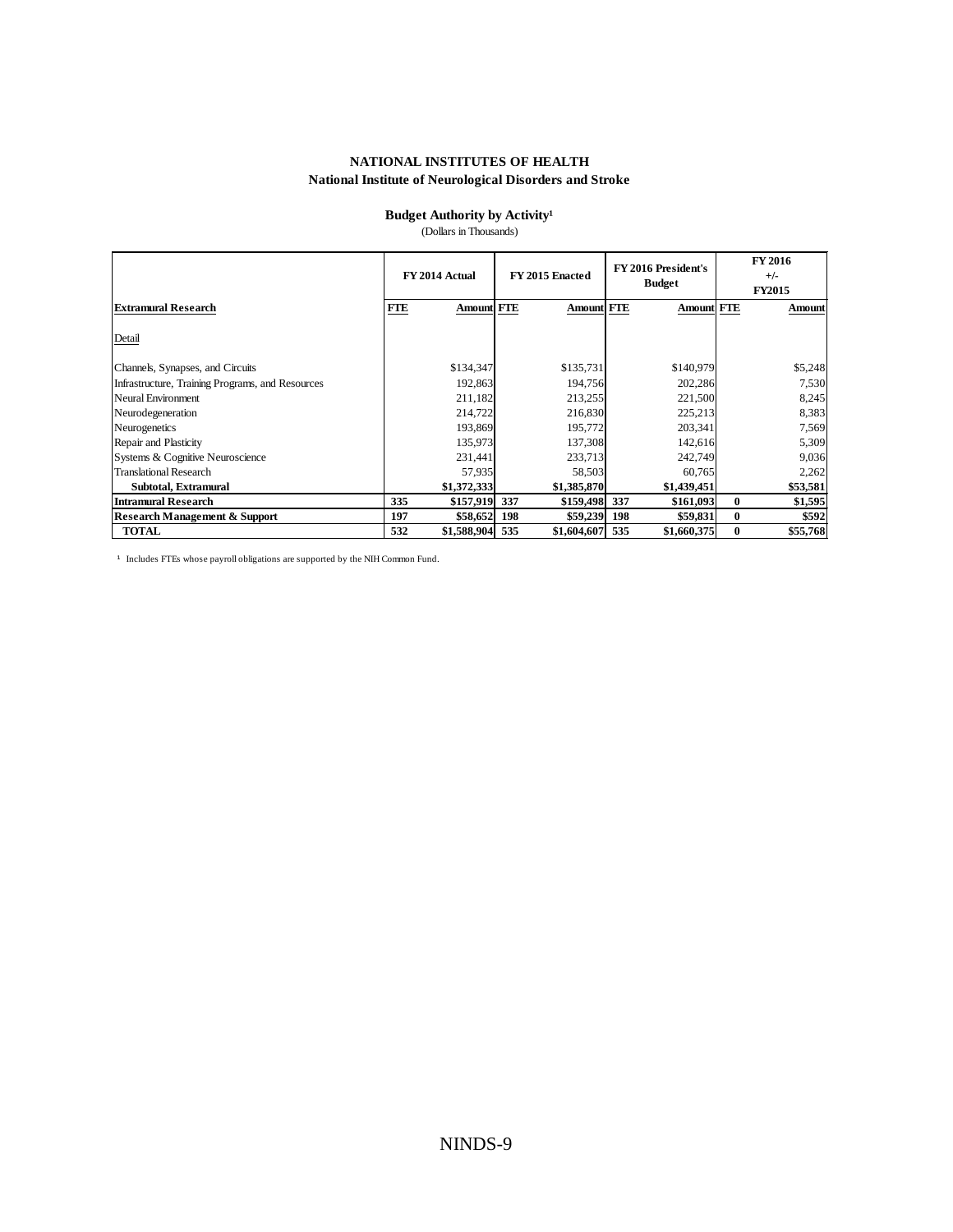**NATIONAL INSTITUTES OF HEALTH**
**National Institute of Neurological Disorders and Stroke**

**Budget Authority by Activity[1]**
(Dollars in Thousands)

| | FY 2014 Actual | | FY 2015 Enacted | | FY 2016 President's Budget | | FY 2016 +/- FY2015 | |
|---|---|---|---|---|---|---|---|---|
| **Extramural Research** | **FTE** | **Amount** | **FTE** | **Amount** | **FTE** | **Amount** | **FTE** | **Amount** |
| Detail | | | | | | | | |
| Channels, Synapses, and Circuits | | $134,347 | | $135,731 | | $140,979 | | $5,248 |
| Infrastructure, Training Programs, and Resources | | 192,863 | | 194,756 | | 202,286 | | 7,530 |
| Neural Environment | | 211,182 | | 213,255 | | 221,500 | | 8,245 |
| Neurodegeneration | | 214,722 | | 216,830 | | 225,213 | | 8,383 |
| Neurogenetics | | 193,869 | | 195,772 | | 203,341 | | 7,569 |
| Repair and Plasticity | | 135,973 | | 137,308 | | 142,616 | | 5,309 |
| Systems & Cognitive Neuroscience | | 231,441 | | 233,713 | | 242,749 | | 9,036 |
| Translational Research | | 57,935 | | 58,503 | | 60,765 | | 2,262 |
| **Subtotal, Extramural** | | **$1,372,333** | | **$1,385,870** | | **$1,439,451** | | **$53,581** |
| **Intramural Research** | **335** | **$157,919** | **337** | **$159,498** | **337** | **$161,093** | **0** | **$1,595** |
| **Research Management & Support** | **197** | **$58,652** | **198** | **$59,239** | **198** | **$59,831** | **0** | **$592** |
| **TOTAL** | **532** | **$1,588,904** | **535** | **$1,604,607** | **535** | **$1,660,375** | **0** | **$55,768** |

[1] Includes FTEs whose payroll obligations are supported by the NIH Common Fund.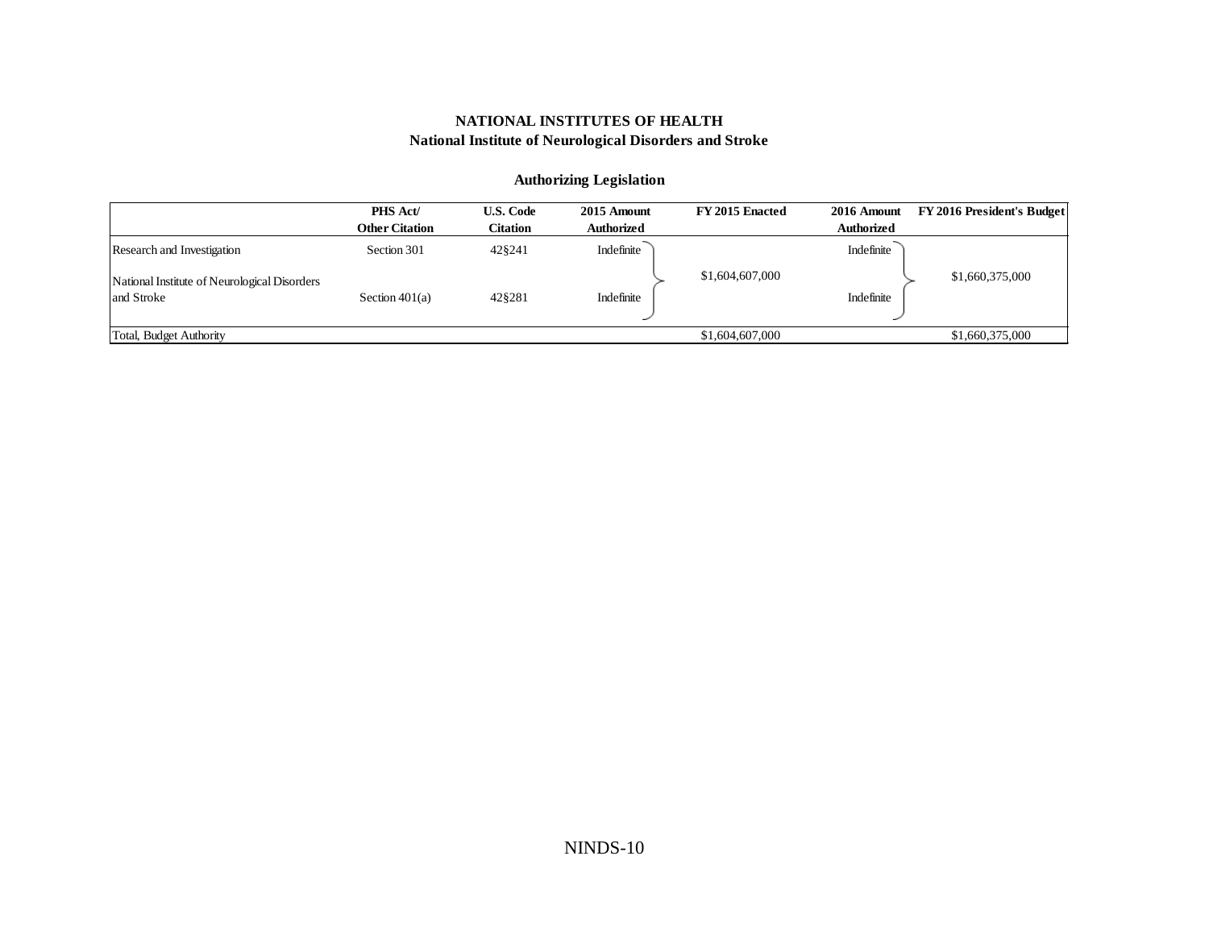**NATIONAL INSTITUTES OF HEALTH**
**National Institute of Neurological Disorders and Stroke**

**Authorizing Legislation**

| | PHS Act/ Other Citation | U.S. Code Citation | 2015 Amount Authorized | FY 2015 Enacted | 2016 Amount Authorized | FY 2016 President's Budget |
|---|---|---|---|---|---|---|
| Research and Investigation | Section 301 | 42§241 | Indefinite | $1,604,607,000 | Indefinite | $1,660,375,000 |
| National Institute of Neurological Disorders and Stroke | Section 401(a) | 42§281 | Indefinite | | Indefinite | |
| Total, Budget Authority | | | | $1,604,607,000 | | $1,660,375,000 |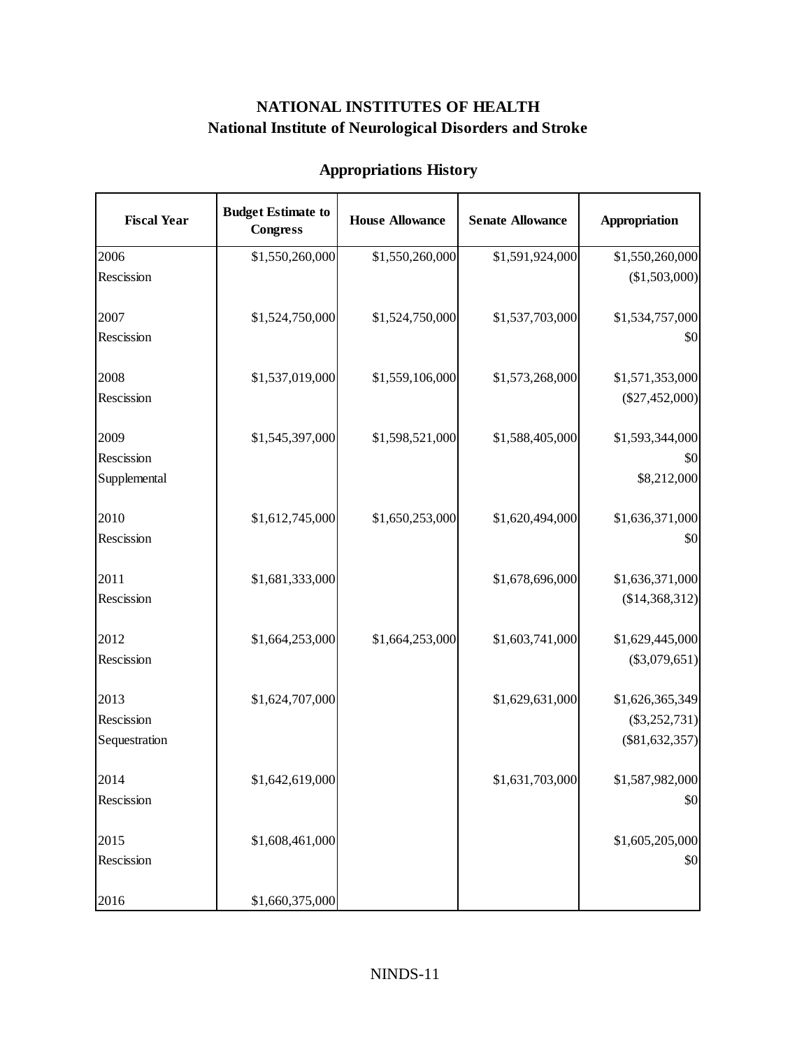# NATIONAL INSTITUTES OF HEALTH

## National Institute of Neurological Disorders and Stroke

### Appropriations History

| Fiscal Year | Budget Estimate to Congress | House Allowance | Senate Allowance | Appropriation |
|---|---|---|---|---|
| 2006 | $1,550,260,000 | $1,550,260,000 | $1,591,924,000 | $1,550,260,000 |
| Rescission | | | | ($1,503,000) |
| 2007 | $1,524,750,000 | $1,524,750,000 | $1,537,703,000 | $1,534,757,000 |
| Rescission | | | | $0 |
| 2008 | $1,537,019,000 | $1,559,106,000 | $1,573,268,000 | $1,571,353,000 |
| Rescission | | | | ($27,452,000) |
| 2009 | $1,545,397,000 | $1,598,521,000 | $1,588,405,000 | $1,593,344,000 |
| Rescission | | | | $0 |
| Supplemental | | | | $8,212,000 |
| 2010 | $1,612,745,000 | $1,650,253,000 | $1,620,494,000 | $1,636,371,000 |
| Rescission | | | | $0 |
| 2011 | $1,681,333,000 | | $1,678,696,000 | $1,636,371,000 |
| Rescission | | | | ($14,368,312) |
| 2012 | $1,664,253,000 | $1,664,253,000 | $1,603,741,000 | $1,629,445,000 |
| Rescission | | | | ($3,079,651) |
| 2013 | $1,624,707,000 | | $1,629,631,000 | $1,626,365,349 |
| Rescission | | | | ($3,252,731) |
| Sequestration | | | | ($81,632,357) |
| 2014 | $1,642,619,000 | | $1,631,703,000 | $1,587,982,000 |
| Rescission | | | | $0 |
| 2015 | $1,608,461,000 | | | $1,605,205,000 |
| Rescission | | | | $0 |
| 2016 | $1,660,375,000 | | | |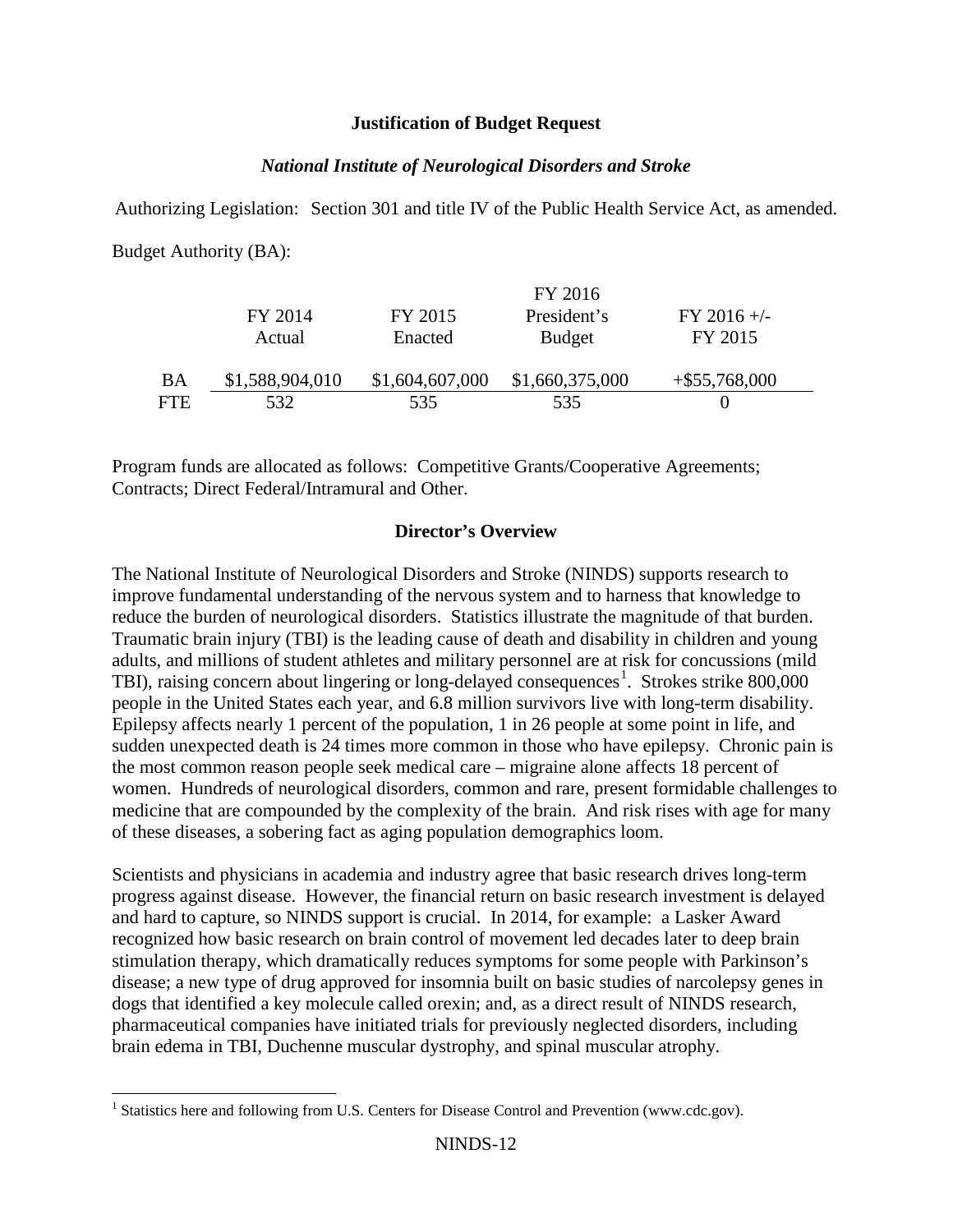## Justification of Budget Request

### *National Institute of Neurological Disorders and Stroke*

Authorizing Legislation: Section 301 and title IV of the Public Health Service Act, as amended.

Budget Authority (BA):

| | FY 2014 Actual | FY 2015 Enacted | FY 2016 President's Budget | FY 2016 +/- FY 2015 |
|---|---|---|---|---|
| BA | $1,588,904,010 | $1,604,607,000 | $1,660,375,000 | +$55,768,000 |
| FTE | 532 | 535 | 535 | 0 |

Program funds are allocated as follows: Competitive Grants/Cooperative Agreements; Contracts; Direct Federal/Intramural and Other.

### Director's Overview

The National Institute of Neurological Disorders and Stroke (NINDS) supports research to improve fundamental understanding of the nervous system and to harness that knowledge to reduce the burden of neurological disorders. Statistics illustrate the magnitude of that burden. Traumatic brain injury (TBI) is the leading cause of death and disability in children and young adults, and millions of student athletes and military personnel are at risk for concussions (mild TBI), raising concern about lingering or long-delayed consequences[1]. Strokes strike 800,000 people in the United States each year, and 6.8 million survivors live with long-term disability. Epilepsy affects nearly 1 percent of the population, 1 in 26 people at some point in life, and sudden unexpected death is 24 times more common in those who have epilepsy. Chronic pain is the most common reason people seek medical care – migraine alone affects 18 percent of women. Hundreds of neurological disorders, common and rare, present formidable challenges to medicine that are compounded by the complexity of the brain. And risk rises with age for many of these diseases, a sobering fact as aging population demographics loom.

Scientists and physicians in academia and industry agree that basic research drives long-term progress against disease. However, the financial return on basic research investment is delayed and hard to capture, so NINDS support is crucial. In 2014, for example: a Lasker Award recognized how basic research on brain control of movement led decades later to deep brain stimulation therapy, which dramatically reduces symptoms for some people with Parkinson's disease; a new type of drug approved for insomnia built on basic studies of narcolepsy genes in dogs that identified a key molecule called orexin; and, as a direct result of NINDS research, pharmaceutical companies have initiated trials for previously neglected disorders, including brain edema in TBI, Duchenne muscular dystrophy, and spinal muscular atrophy.

[1] Statistics here and following from U.S. Centers for Disease Control and Prevention (www.cdc.gov).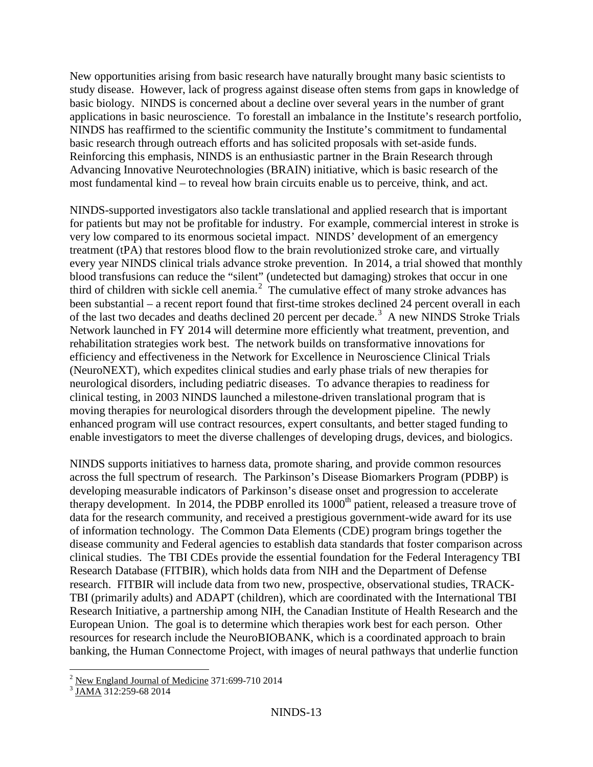New opportunities arising from basic research have naturally brought many basic scientists to study disease. However, lack of progress against disease often stems from gaps in knowledge of basic biology. NINDS is concerned about a decline over several years in the number of grant applications in basic neuroscience. To forestall an imbalance in the Institute's research portfolio, NINDS has reaffirmed to the scientific community the Institute's commitment to fundamental basic research through outreach efforts and has solicited proposals with set-aside funds. Reinforcing this emphasis, NINDS is an enthusiastic partner in the Brain Research through Advancing Innovative Neurotechnologies (BRAIN) initiative, which is basic research of the most fundamental kind – to reveal how brain circuits enable us to perceive, think, and act.

NINDS-supported investigators also tackle translational and applied research that is important for patients but may not be profitable for industry. For example, commercial interest in stroke is very low compared to its enormous societal impact. NINDS' development of an emergency treatment (tPA) that restores blood flow to the brain revolutionized stroke care, and virtually every year NINDS clinical trials advance stroke prevention. In 2014, a trial showed that monthly blood transfusions can reduce the "silent" (undetected but damaging) strokes that occur in one third of children with sickle cell anemia.[2] The cumulative effect of many stroke advances has been substantial – a recent report found that first-time strokes declined 24 percent overall in each of the last two decades and deaths declined 20 percent per decade.[3] A new NINDS Stroke Trials Network launched in FY 2014 will determine more efficiently what treatment, prevention, and rehabilitation strategies work best. The network builds on transformative innovations for efficiency and effectiveness in the Network for Excellence in Neuroscience Clinical Trials (NeuroNEXT), which expedites clinical studies and early phase trials of new therapies for neurological disorders, including pediatric diseases. To advance therapies to readiness for clinical testing, in 2003 NINDS launched a milestone-driven translational program that is moving therapies for neurological disorders through the development pipeline. The newly enhanced program will use contract resources, expert consultants, and better staged funding to enable investigators to meet the diverse challenges of developing drugs, devices, and biologics.

NINDS supports initiatives to harness data, promote sharing, and provide common resources across the full spectrum of research. The Parkinson's Disease Biomarkers Program (PDBP) is developing measurable indicators of Parkinson's disease onset and progression to accelerate therapy development. In 2014, the PDBP enrolled its 1000th patient, released a treasure trove of data for the research community, and received a prestigious government-wide award for its use of information technology. The Common Data Elements (CDE) program brings together the disease community and Federal agencies to establish data standards that foster comparison across clinical studies. The TBI CDEs provide the essential foundation for the Federal Interagency TBI Research Database (FITBIR), which holds data from NIH and the Department of Defense research. FITBIR will include data from two new, prospective, observational studies, TRACK-TBI (primarily adults) and ADAPT (children), which are coordinated with the International TBI Research Initiative, a partnership among NIH, the Canadian Institute of Health Research and the European Union. The goal is to determine which therapies work best for each person. Other resources for research include the NeuroBIOBANK, which is a coordinated approach to brain banking, the Human Connectome Project, with images of neural pathways that underlie function

---

[2] New England Journal of Medicine 371:699-710 2014

[3] JAMA 312:259-68 2014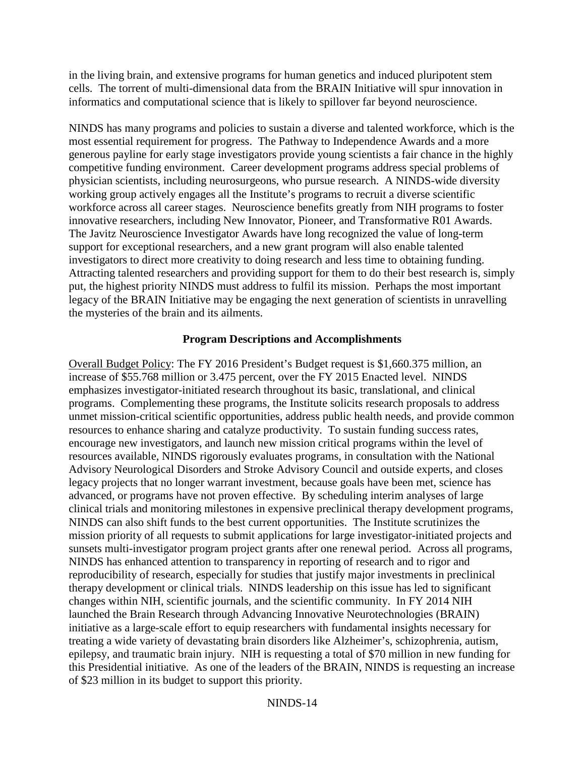in the living brain, and extensive programs for human genetics and induced pluripotent stem cells. The torrent of multi-dimensional data from the BRAIN Initiative will spur innovation in informatics and computational science that is likely to spillover far beyond neuroscience.

NINDS has many programs and policies to sustain a diverse and talented workforce, which is the most essential requirement for progress. The Pathway to Independence Awards and a more generous payline for early stage investigators provide young scientists a fair chance in the highly competitive funding environment. Career development programs address special problems of physician scientists, including neurosurgeons, who pursue research. A NINDS-wide diversity working group actively engages all the Institute's programs to recruit a diverse scientific workforce across all career stages. Neuroscience benefits greatly from NIH programs to foster innovative researchers, including New Innovator, Pioneer, and Transformative R01 Awards. The Javitz Neuroscience Investigator Awards have long recognized the value of long-term support for exceptional researchers, and a new grant program will also enable talented investigators to direct more creativity to doing research and less time to obtaining funding. Attracting talented researchers and providing support for them to do their best research is, simply put, the highest priority NINDS must address to fulfil its mission. Perhaps the most important legacy of the BRAIN Initiative may be engaging the next generation of scientists in unravelling the mysteries of the brain and its ailments.

### Program Descriptions and Accomplishments

Overall Budget Policy: The FY 2016 President's Budget request is $1,660.375 million, an increase of $55.768 million or 3.475 percent, over the FY 2015 Enacted level. NINDS emphasizes investigator-initiated research throughout its basic, translational, and clinical programs. Complementing these programs, the Institute solicits research proposals to address unmet mission-critical scientific opportunities, address public health needs, and provide common resources to enhance sharing and catalyze productivity. To sustain funding success rates, encourage new investigators, and launch new mission critical programs within the level of resources available, NINDS rigorously evaluates programs, in consultation with the National Advisory Neurological Disorders and Stroke Advisory Council and outside experts, and closes legacy projects that no longer warrant investment, because goals have been met, science has advanced, or programs have not proven effective. By scheduling interim analyses of large clinical trials and monitoring milestones in expensive preclinical therapy development programs, NINDS can also shift funds to the best current opportunities. The Institute scrutinizes the mission priority of all requests to submit applications for large investigator-initiated projects and sunsets multi-investigator program project grants after one renewal period. Across all programs, NINDS has enhanced attention to transparency in reporting of research and to rigor and reproducibility of research, especially for studies that justify major investments in preclinical therapy development or clinical trials. NINDS leadership on this issue has led to significant changes within NIH, scientific journals, and the scientific community. In FY 2014 NIH launched the Brain Research through Advancing Innovative Neurotechnologies (BRAIN) initiative as a large-scale effort to equip researchers with fundamental insights necessary for treating a wide variety of devastating brain disorders like Alzheimer's, schizophrenia, autism, epilepsy, and traumatic brain injury. NIH is requesting a total of $70 million in new funding for this Presidential initiative. As one of the leaders of the BRAIN, NINDS is requesting an increase of $23 million in its budget to support this priority.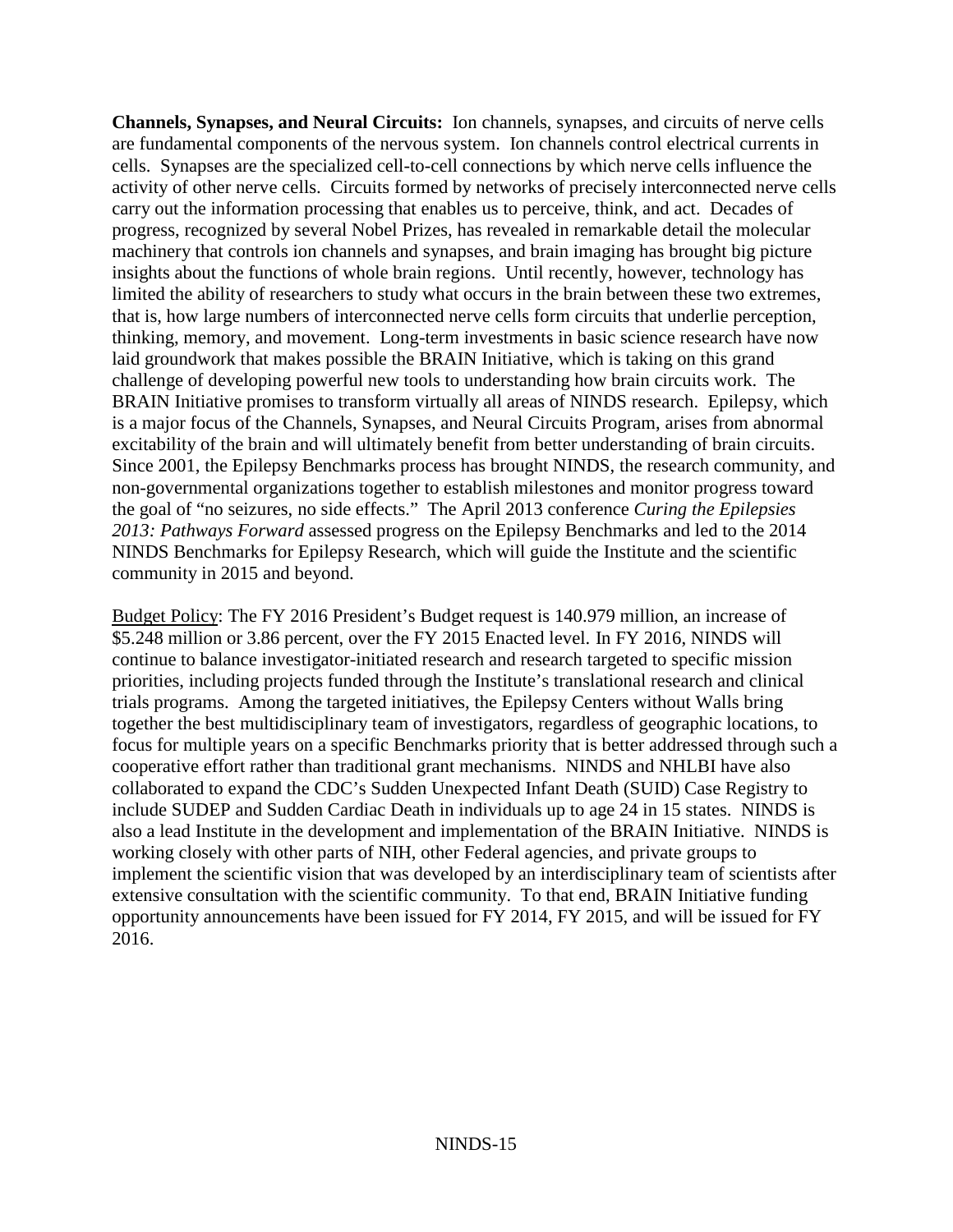**Channels, Synapses, and Neural Circuits:** Ion channels, synapses, and circuits of nerve cells are fundamental components of the nervous system. Ion channels control electrical currents in cells. Synapses are the specialized cell-to-cell connections by which nerve cells influence the activity of other nerve cells. Circuits formed by networks of precisely interconnected nerve cells carry out the information processing that enables us to perceive, think, and act. Decades of progress, recognized by several Nobel Prizes, has revealed in remarkable detail the molecular machinery that controls ion channels and synapses, and brain imaging has brought big picture insights about the functions of whole brain regions. Until recently, however, technology has limited the ability of researchers to study what occurs in the brain between these two extremes, that is, how large numbers of interconnected nerve cells form circuits that underlie perception, thinking, memory, and movement. Long-term investments in basic science research have now laid groundwork that makes possible the BRAIN Initiative, which is taking on this grand challenge of developing powerful new tools to understanding how brain circuits work. The BRAIN Initiative promises to transform virtually all areas of NINDS research. Epilepsy, which is a major focus of the Channels, Synapses, and Neural Circuits Program, arises from abnormal excitability of the brain and will ultimately benefit from better understanding of brain circuits. Since 2001, the Epilepsy Benchmarks process has brought NINDS, the research community, and non-governmental organizations together to establish milestones and monitor progress toward the goal of "no seizures, no side effects." The April 2013 conference *Curing the Epilepsies 2013: Pathways Forward* assessed progress on the Epilepsy Benchmarks and led to the 2014 NINDS Benchmarks for Epilepsy Research, which will guide the Institute and the scientific community in 2015 and beyond.

<u>Budget Policy</u>: The FY 2016 President's Budget request is 140.979 million, an increase of $5.248 million or 3.86 percent, over the FY 2015 Enacted level. In FY 2016, NINDS will continue to balance investigator-initiated research and research targeted to specific mission priorities, including projects funded through the Institute's translational research and clinical trials programs. Among the targeted initiatives, the Epilepsy Centers without Walls bring together the best multidisciplinary team of investigators, regardless of geographic locations, to focus for multiple years on a specific Benchmarks priority that is better addressed through such a cooperative effort rather than traditional grant mechanisms. NINDS and NHLBI have also collaborated to expand the CDC's Sudden Unexpected Infant Death (SUID) Case Registry to include SUDEP and Sudden Cardiac Death in individuals up to age 24 in 15 states. NINDS is also a lead Institute in the development and implementation of the BRAIN Initiative. NINDS is working closely with other parts of NIH, other Federal agencies, and private groups to implement the scientific vision that was developed by an interdisciplinary team of scientists after extensive consultation with the scientific community. To that end, BRAIN Initiative funding opportunity announcements have been issued for FY 2014, FY 2015, and will be issued for FY 2016.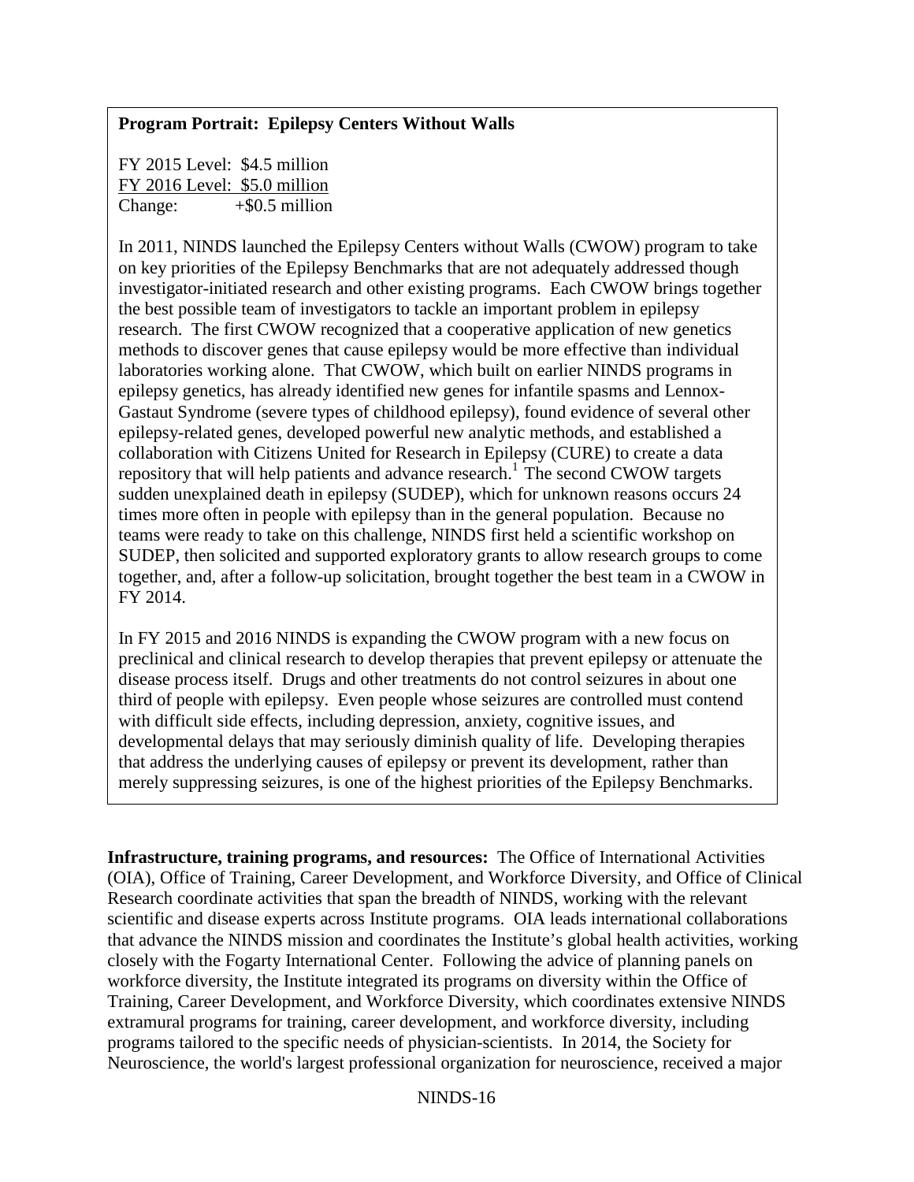**Program Portrait: Epilepsy Centers Without Walls**

FY 2015 Level: $4.5 million
FY 2016 Level: $5.0 million
Change: +$0.5 million

In 2011, NINDS launched the Epilepsy Centers without Walls (CWOW) program to take on key priorities of the Epilepsy Benchmarks that are not adequately addressed though investigator-initiated research and other existing programs. Each CWOW brings together the best possible team of investigators to tackle an important problem in epilepsy research. The first CWOW recognized that a cooperative application of new genetics methods to discover genes that cause epilepsy would be more effective than individual laboratories working alone. That CWOW, which built on earlier NINDS programs in epilepsy genetics, has already identified new genes for infantile spasms and Lennox-Gastaut Syndrome (severe types of childhood epilepsy), found evidence of several other epilepsy-related genes, developed powerful new analytic methods, and established a collaboration with Citizens United for Research in Epilepsy (CURE) to create a data repository that will help patients and advance research.[1] The second CWOW targets sudden unexplained death in epilepsy (SUDEP), which for unknown reasons occurs 24 times more often in people with epilepsy than in the general population. Because no teams were ready to take on this challenge, NINDS first held a scientific workshop on SUDEP, then solicited and supported exploratory grants to allow research groups to come together, and, after a follow-up solicitation, brought together the best team in a CWOW in FY 2014.

In FY 2015 and 2016 NINDS is expanding the CWOW program with a new focus on preclinical and clinical research to develop therapies that prevent epilepsy or attenuate the disease process itself. Drugs and other treatments do not control seizures in about one third of people with epilepsy. Even people whose seizures are controlled must contend with difficult side effects, including depression, anxiety, cognitive issues, and developmental delays that may seriously diminish quality of life. Developing therapies that address the underlying causes of epilepsy or prevent its development, rather than merely suppressing seizures, is one of the highest priorities of the Epilepsy Benchmarks.

**Infrastructure, training programs, and resources:** The Office of International Activities (OIA), Office of Training, Career Development, and Workforce Diversity, and Office of Clinical Research coordinate activities that span the breadth of NINDS, working with the relevant scientific and disease experts across Institute programs. OIA leads international collaborations that advance the NINDS mission and coordinates the Institute's global health activities, working closely with the Fogarty International Center. Following the advice of planning panels on workforce diversity, the Institute integrated its programs on diversity within the Office of Training, Career Development, and Workforce Diversity, which coordinates extensive NINDS extramural programs for training, career development, and workforce diversity, including programs tailored to the specific needs of physician-scientists. In 2014, the Society for Neuroscience, the world's largest professional organization for neuroscience, received a major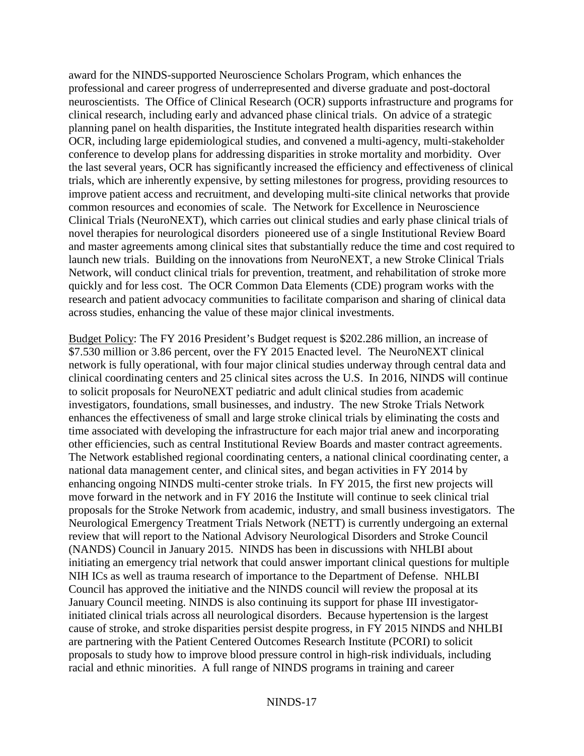award for the NINDS-supported Neuroscience Scholars Program, which enhances the professional and career progress of underrepresented and diverse graduate and post-doctoral neuroscientists. The Office of Clinical Research (OCR) supports infrastructure and programs for clinical research, including early and advanced phase clinical trials. On advice of a strategic planning panel on health disparities, the Institute integrated health disparities research within OCR, including large epidemiological studies, and convened a multi-agency, multi-stakeholder conference to develop plans for addressing disparities in stroke mortality and morbidity. Over the last several years, OCR has significantly increased the efficiency and effectiveness of clinical trials, which are inherently expensive, by setting milestones for progress, providing resources to improve patient access and recruitment, and developing multi-site clinical networks that provide common resources and economies of scale. The Network for Excellence in Neuroscience Clinical Trials (NeuroNEXT), which carries out clinical studies and early phase clinical trials of novel therapies for neurological disorders pioneered use of a single Institutional Review Board and master agreements among clinical sites that substantially reduce the time and cost required to launch new trials. Building on the innovations from NeuroNEXT, a new Stroke Clinical Trials Network, will conduct clinical trials for prevention, treatment, and rehabilitation of stroke more quickly and for less cost. The OCR Common Data Elements (CDE) program works with the research and patient advocacy communities to facilitate comparison and sharing of clinical data across studies, enhancing the value of these major clinical investments.

<u>Budget Policy</u>: The FY 2016 President's Budget request is $202.286 million, an increase of $7.530 million or 3.86 percent, over the FY 2015 Enacted level. The NeuroNEXT clinical network is fully operational, with four major clinical studies underway through central data and clinical coordinating centers and 25 clinical sites across the U.S. In 2016, NINDS will continue to solicit proposals for NeuroNEXT pediatric and adult clinical studies from academic investigators, foundations, small businesses, and industry. The new Stroke Trials Network enhances the effectiveness of small and large stroke clinical trials by eliminating the costs and time associated with developing the infrastructure for each major trial anew and incorporating other efficiencies, such as central Institutional Review Boards and master contract agreements. The Network established regional coordinating centers, a national clinical coordinating center, a national data management center, and clinical sites, and began activities in FY 2014 by enhancing ongoing NINDS multi-center stroke trials. In FY 2015, the first new projects will move forward in the network and in FY 2016 the Institute will continue to seek clinical trial proposals for the Stroke Network from academic, industry, and small business investigators. The Neurological Emergency Treatment Trials Network (NETT) is currently undergoing an external review that will report to the National Advisory Neurological Disorders and Stroke Council (NANDS) Council in January 2015. NINDS has been in discussions with NHLBI about initiating an emergency trial network that could answer important clinical questions for multiple NIH ICs as well as trauma research of importance to the Department of Defense. NHLBI Council has approved the initiative and the NINDS council will review the proposal at its January Council meeting. NINDS is also continuing its support for phase III investigator-initiated clinical trials across all neurological disorders. Because hypertension is the largest cause of stroke, and stroke disparities persist despite progress, in FY 2015 NINDS and NHLBI are partnering with the Patient Centered Outcomes Research Institute (PCORI) to solicit proposals to study how to improve blood pressure control in high-risk individuals, including racial and ethnic minorities. A full range of NINDS programs in training and career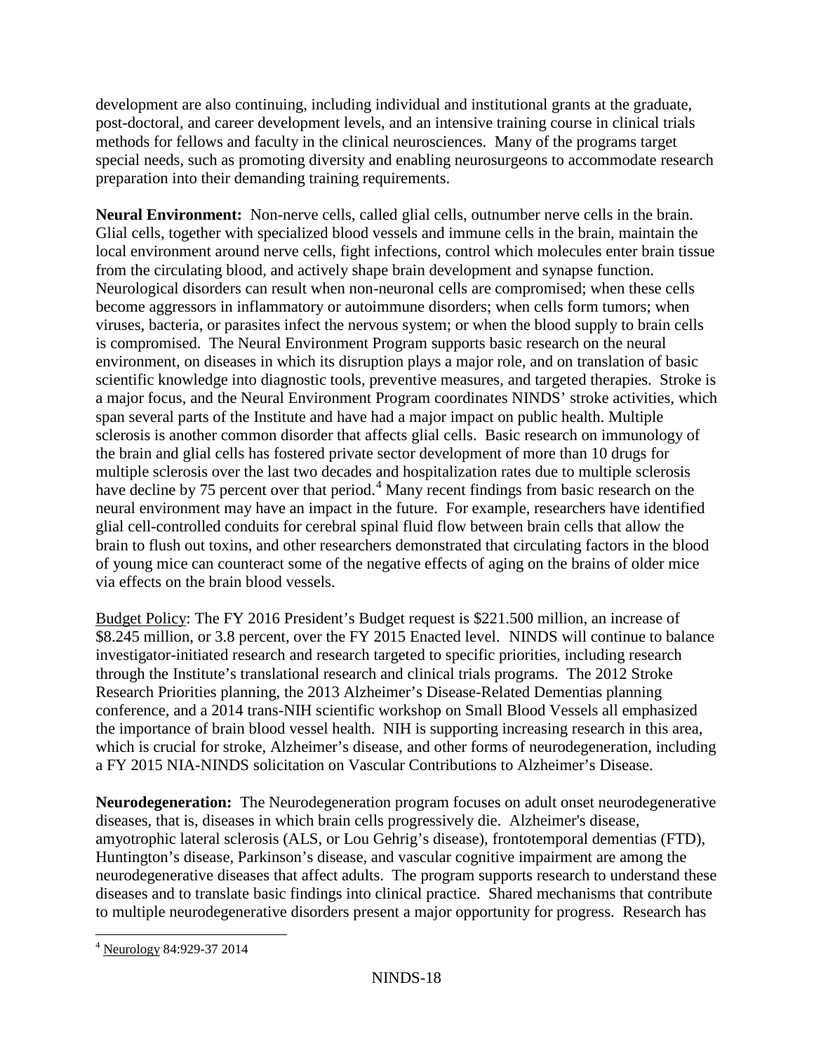development are also continuing, including individual and institutional grants at the graduate, post-doctoral, and career development levels, and an intensive training course in clinical trials methods for fellows and faculty in the clinical neurosciences. Many of the programs target special needs, such as promoting diversity and enabling neurosurgeons to accommodate research preparation into their demanding training requirements.

**Neural Environment:** Non-nerve cells, called glial cells, outnumber nerve cells in the brain. Glial cells, together with specialized blood vessels and immune cells in the brain, maintain the local environment around nerve cells, fight infections, control which molecules enter brain tissue from the circulating blood, and actively shape brain development and synapse function. Neurological disorders can result when non-neuronal cells are compromised; when these cells become aggressors in inflammatory or autoimmune disorders; when cells form tumors; when viruses, bacteria, or parasites infect the nervous system; or when the blood supply to brain cells is compromised. The Neural Environment Program supports basic research on the neural environment, on diseases in which its disruption plays a major role, and on translation of basic scientific knowledge into diagnostic tools, preventive measures, and targeted therapies. Stroke is a major focus, and the Neural Environment Program coordinates NINDS' stroke activities, which span several parts of the Institute and have had a major impact on public health. Multiple sclerosis is another common disorder that affects glial cells. Basic research on immunology of the brain and glial cells has fostered private sector development of more than 10 drugs for multiple sclerosis over the last two decades and hospitalization rates due to multiple sclerosis have decline by 75 percent over that period.[4] Many recent findings from basic research on the neural environment may have an impact in the future. For example, researchers have identified glial cell-controlled conduits for cerebral spinal fluid flow between brain cells that allow the brain to flush out toxins, and other researchers demonstrated that circulating factors in the blood of young mice can counteract some of the negative effects of aging on the brains of older mice via effects on the brain blood vessels.

Budget Policy: The FY 2016 President's Budget request is $221.500 million, an increase of $8.245 million, or 3.8 percent, over the FY 2015 Enacted level. NINDS will continue to balance investigator-initiated research and research targeted to specific priorities, including research through the Institute's translational research and clinical trials programs. The 2012 Stroke Research Priorities planning, the 2013 Alzheimer's Disease-Related Dementias planning conference, and a 2014 trans-NIH scientific workshop on Small Blood Vessels all emphasized the importance of brain blood vessel health. NIH is supporting increasing research in this area, which is crucial for stroke, Alzheimer's disease, and other forms of neurodegeneration, including a FY 2015 NIA-NINDS solicitation on Vascular Contributions to Alzheimer's Disease.

**Neurodegeneration:** The Neurodegeneration program focuses on adult onset neurodegenerative diseases, that is, diseases in which brain cells progressively die. Alzheimer's disease, amyotrophic lateral sclerosis (ALS, or Lou Gehrig's disease), frontotemporal dementias (FTD), Huntington's disease, Parkinson's disease, and vascular cognitive impairment are among the neurodegenerative diseases that affect adults. The program supports research to understand these diseases and to translate basic findings into clinical practice. Shared mechanisms that contribute to multiple neurodegenerative disorders present a major opportunity for progress. Research has

[4] Neurology 84:929-37 2014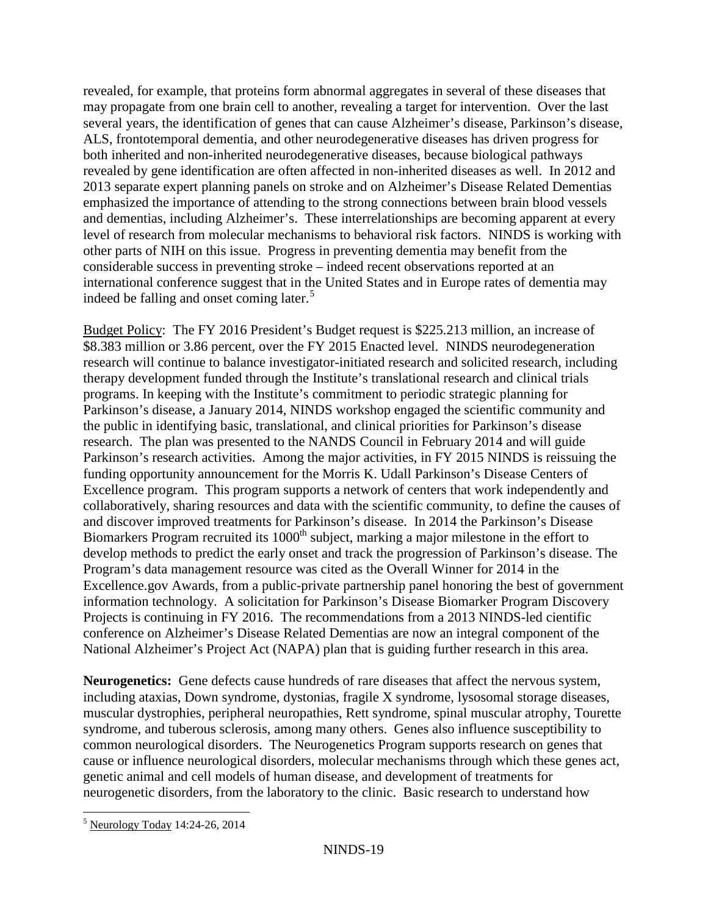revealed, for example, that proteins form abnormal aggregates in several of these diseases that may propagate from one brain cell to another, revealing a target for intervention. Over the last several years, the identification of genes that can cause Alzheimer's disease, Parkinson's disease, ALS, frontotemporal dementia, and other neurodegenerative diseases has driven progress for both inherited and non-inherited neurodegenerative diseases, because biological pathways revealed by gene identification are often affected in non-inherited diseases as well. In 2012 and 2013 separate expert planning panels on stroke and on Alzheimer's Disease Related Dementias emphasized the importance of attending to the strong connections between brain blood vessels and dementias, including Alzheimer's. These interrelationships are becoming apparent at every level of research from molecular mechanisms to behavioral risk factors. NINDS is working with other parts of NIH on this issue. Progress in preventing dementia may benefit from the considerable success in preventing stroke – indeed recent observations reported at an international conference suggest that in the United States and in Europe rates of dementia may indeed be falling and onset coming later.[5]

Budget Policy: The FY 2016 President's Budget request is $225.213 million, an increase of $8.383 million or 3.86 percent, over the FY 2015 Enacted level. NINDS neurodegeneration research will continue to balance investigator-initiated research and solicited research, including therapy development funded through the Institute's translational research and clinical trials programs. In keeping with the Institute's commitment to periodic strategic planning for Parkinson's disease, a January 2014, NINDS workshop engaged the scientific community and the public in identifying basic, translational, and clinical priorities for Parkinson's disease research. The plan was presented to the NANDS Council in February 2014 and will guide Parkinson's research activities. Among the major activities, in FY 2015 NINDS is reissuing the funding opportunity announcement for the Morris K. Udall Parkinson's Disease Centers of Excellence program. This program supports a network of centers that work independently and collaboratively, sharing resources and data with the scientific community, to define the causes of and discover improved treatments for Parkinson's disease. In 2014 the Parkinson's Disease Biomarkers Program recruited its 1000th subject, marking a major milestone in the effort to develop methods to predict the early onset and track the progression of Parkinson's disease. The Program's data management resource was cited as the Overall Winner for 2014 in the Excellence.gov Awards, from a public-private partnership panel honoring the best of government information technology. A solicitation for Parkinson's Disease Biomarker Program Discovery Projects is continuing in FY 2016. The recommendations from a 2013 NINDS-led cientific conference on Alzheimer's Disease Related Dementias are now an integral component of the National Alzheimer's Project Act (NAPA) plan that is guiding further research in this area.

**Neurogenetics:** Gene defects cause hundreds of rare diseases that affect the nervous system, including ataxias, Down syndrome, dystonias, fragile X syndrome, lysosomal storage diseases, muscular dystrophies, peripheral neuropathies, Rett syndrome, spinal muscular atrophy, Tourette syndrome, and tuberous sclerosis, among many others. Genes also influence susceptibility to common neurological disorders. The Neurogenetics Program supports research on genes that cause or influence neurological disorders, molecular mechanisms through which these genes act, genetic animal and cell models of human disease, and development of treatments for neurogenetic disorders, from the laboratory to the clinic. Basic research to understand how

[5] Neurology Today 14:24-26, 2014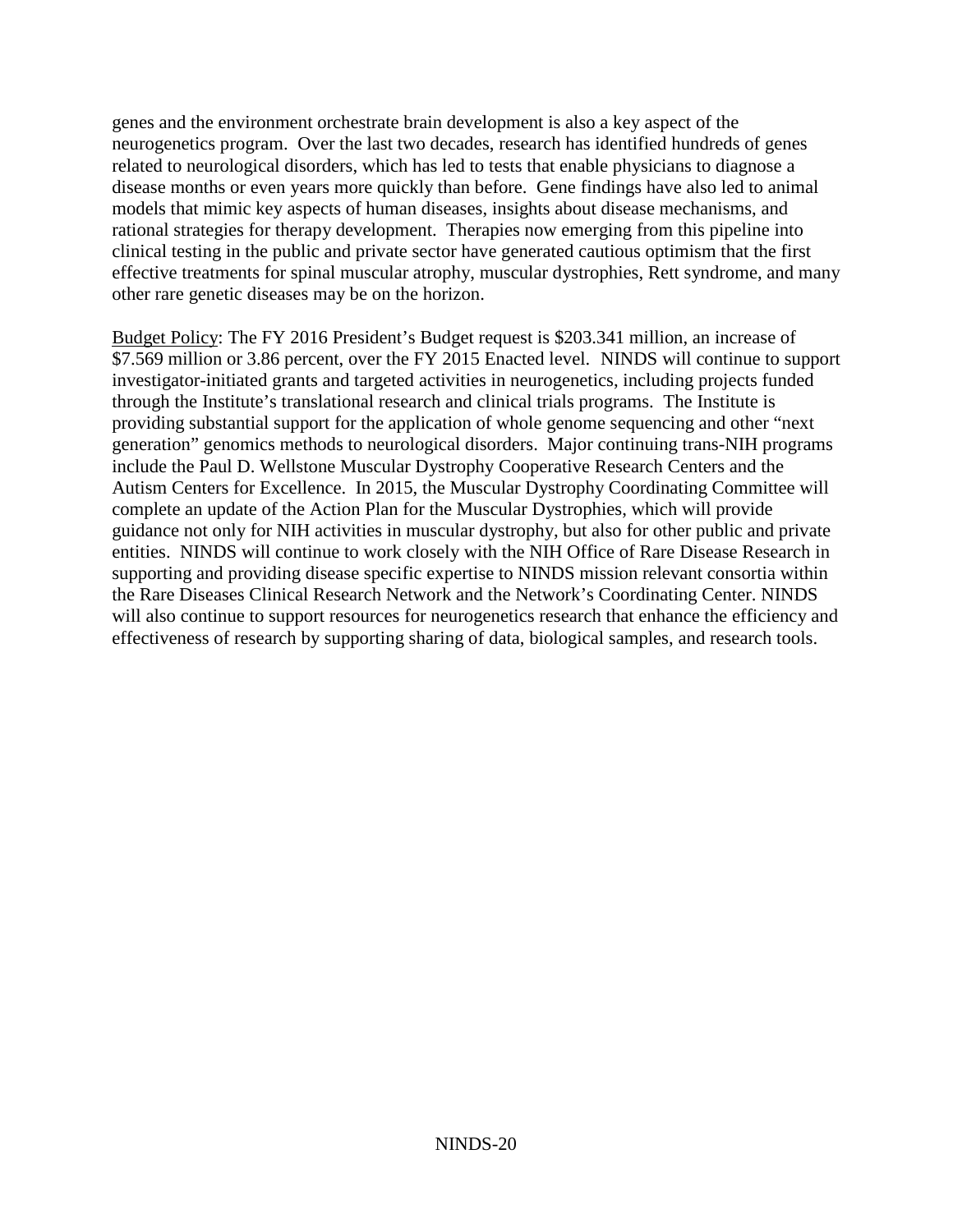genes and the environment orchestrate brain development is also a key aspect of the neurogenetics program. Over the last two decades, research has identified hundreds of genes related to neurological disorders, which has led to tests that enable physicians to diagnose a disease months or even years more quickly than before. Gene findings have also led to animal models that mimic key aspects of human diseases, insights about disease mechanisms, and rational strategies for therapy development. Therapies now emerging from this pipeline into clinical testing in the public and private sector have generated cautious optimism that the first effective treatments for spinal muscular atrophy, muscular dystrophies, Rett syndrome, and many other rare genetic diseases may be on the horizon.

Budget Policy: The FY 2016 President's Budget request is $203.341 million, an increase of $7.569 million or 3.86 percent, over the FY 2015 Enacted level. NINDS will continue to support investigator-initiated grants and targeted activities in neurogenetics, including projects funded through the Institute's translational research and clinical trials programs. The Institute is providing substantial support for the application of whole genome sequencing and other "next generation" genomics methods to neurological disorders. Major continuing trans-NIH programs include the Paul D. Wellstone Muscular Dystrophy Cooperative Research Centers and the Autism Centers for Excellence. In 2015, the Muscular Dystrophy Coordinating Committee will complete an update of the Action Plan for the Muscular Dystrophies, which will provide guidance not only for NIH activities in muscular dystrophy, but also for other public and private entities. NINDS will continue to work closely with the NIH Office of Rare Disease Research in supporting and providing disease specific expertise to NINDS mission relevant consortia within the Rare Diseases Clinical Research Network and the Network's Coordinating Center. NINDS will also continue to support resources for neurogenetics research that enhance the efficiency and effectiveness of research by supporting sharing of data, biological samples, and research tools.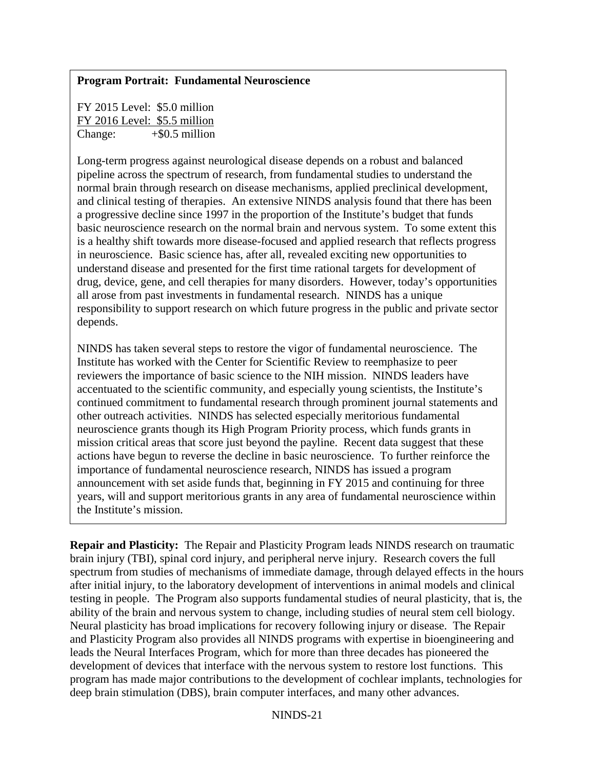**Program Portrait: Fundamental Neuroscience**

FY 2015 Level: $5.0 million
FY 2016 Level: $5.5 million
Change: +$0.5 million

Long-term progress against neurological disease depends on a robust and balanced pipeline across the spectrum of research, from fundamental studies to understand the normal brain through research on disease mechanisms, applied preclinical development, and clinical testing of therapies. An extensive NINDS analysis found that there has been a progressive decline since 1997 in the proportion of the Institute's budget that funds basic neuroscience research on the normal brain and nervous system. To some extent this is a healthy shift towards more disease-focused and applied research that reflects progress in neuroscience. Basic science has, after all, revealed exciting new opportunities to understand disease and presented for the first time rational targets for development of drug, device, gene, and cell therapies for many disorders. However, today's opportunities all arose from past investments in fundamental research. NINDS has a unique responsibility to support research on which future progress in the public and private sector depends.

NINDS has taken several steps to restore the vigor of fundamental neuroscience. The Institute has worked with the Center for Scientific Review to reemphasize to peer reviewers the importance of basic science to the NIH mission. NINDS leaders have accentuated to the scientific community, and especially young scientists, the Institute's continued commitment to fundamental research through prominent journal statements and other outreach activities. NINDS has selected especially meritorious fundamental neuroscience grants though its High Program Priority process, which funds grants in mission critical areas that score just beyond the payline. Recent data suggest that these actions have begun to reverse the decline in basic neuroscience. To further reinforce the importance of fundamental neuroscience research, NINDS has issued a program announcement with set aside funds that, beginning in FY 2015 and continuing for three years, will and support meritorious grants in any area of fundamental neuroscience within the Institute's mission.

**Repair and Plasticity:** The Repair and Plasticity Program leads NINDS research on traumatic brain injury (TBI), spinal cord injury, and peripheral nerve injury. Research covers the full spectrum from studies of mechanisms of immediate damage, through delayed effects in the hours after initial injury, to the laboratory development of interventions in animal models and clinical testing in people. The Program also supports fundamental studies of neural plasticity, that is, the ability of the brain and nervous system to change, including studies of neural stem cell biology. Neural plasticity has broad implications for recovery following injury or disease. The Repair and Plasticity Program also provides all NINDS programs with expertise in bioengineering and leads the Neural Interfaces Program, which for more than three decades has pioneered the development of devices that interface with the nervous system to restore lost functions. This program has made major contributions to the development of cochlear implants, technologies for deep brain stimulation (DBS), brain computer interfaces, and many other advances.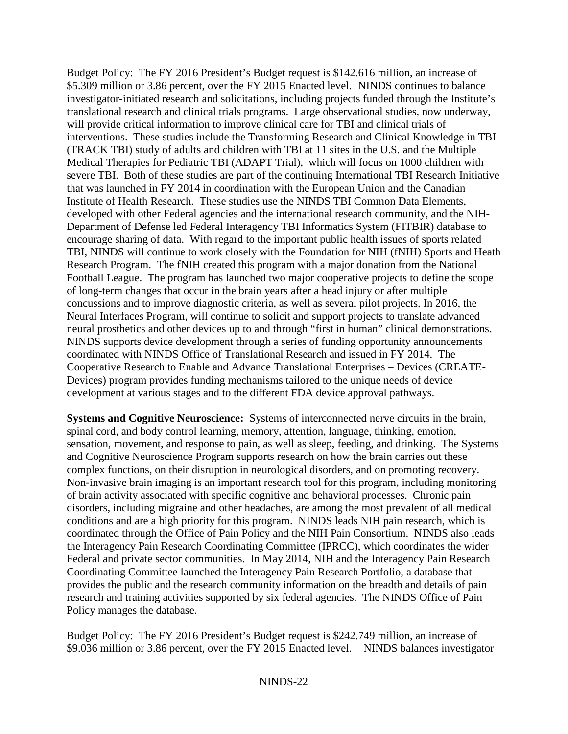Budget Policy: The FY 2016 President's Budget request is $142.616 million, an increase of $5.309 million or 3.86 percent, over the FY 2015 Enacted level. NINDS continues to balance investigator-initiated research and solicitations, including projects funded through the Institute's translational research and clinical trials programs. Large observational studies, now underway, will provide critical information to improve clinical care for TBI and clinical trials of interventions. These studies include the Transforming Research and Clinical Knowledge in TBI (TRACK TBI) study of adults and children with TBI at 11 sites in the U.S. and the Multiple Medical Therapies for Pediatric TBI (ADAPT Trial), which will focus on 1000 children with severe TBI. Both of these studies are part of the continuing International TBI Research Initiative that was launched in FY 2014 in coordination with the European Union and the Canadian Institute of Health Research. These studies use the NINDS TBI Common Data Elements, developed with other Federal agencies and the international research community, and the NIH-Department of Defense led Federal Interagency TBI Informatics System (FITBIR) database to encourage sharing of data. With regard to the important public health issues of sports related TBI, NINDS will continue to work closely with the Foundation for NIH (fNIH) Sports and Heath Research Program. The fNIH created this program with a major donation from the National Football League. The program has launched two major cooperative projects to define the scope of long-term changes that occur in the brain years after a head injury or after multiple concussions and to improve diagnostic criteria, as well as several pilot projects. In 2016, the Neural Interfaces Program, will continue to solicit and support projects to translate advanced neural prosthetics and other devices up to and through "first in human" clinical demonstrations. NINDS supports device development through a series of funding opportunity announcements coordinated with NINDS Office of Translational Research and issued in FY 2014. The Cooperative Research to Enable and Advance Translational Enterprises – Devices (CREATE-Devices) program provides funding mechanisms tailored to the unique needs of device development at various stages and to the different FDA device approval pathways.

**Systems and Cognitive Neuroscience:** Systems of interconnected nerve circuits in the brain, spinal cord, and body control learning, memory, attention, language, thinking, emotion, sensation, movement, and response to pain, as well as sleep, feeding, and drinking. The Systems and Cognitive Neuroscience Program supports research on how the brain carries out these complex functions, on their disruption in neurological disorders, and on promoting recovery. Non-invasive brain imaging is an important research tool for this program, including monitoring of brain activity associated with specific cognitive and behavioral processes. Chronic pain disorders, including migraine and other headaches, are among the most prevalent of all medical conditions and are a high priority for this program. NINDS leads NIH pain research, which is coordinated through the Office of Pain Policy and the NIH Pain Consortium. NINDS also leads the Interagency Pain Research Coordinating Committee (IPRCC), which coordinates the wider Federal and private sector communities. In May 2014, NIH and the Interagency Pain Research Coordinating Committee launched the Interagency Pain Research Portfolio, a database that provides the public and the research community information on the breadth and details of pain research and training activities supported by six federal agencies. The NINDS Office of Pain Policy manages the database.

Budget Policy: The FY 2016 President's Budget request is $242.749 million, an increase of $9.036 million or 3.86 percent, over the FY 2015 Enacted level. NINDS balances investigator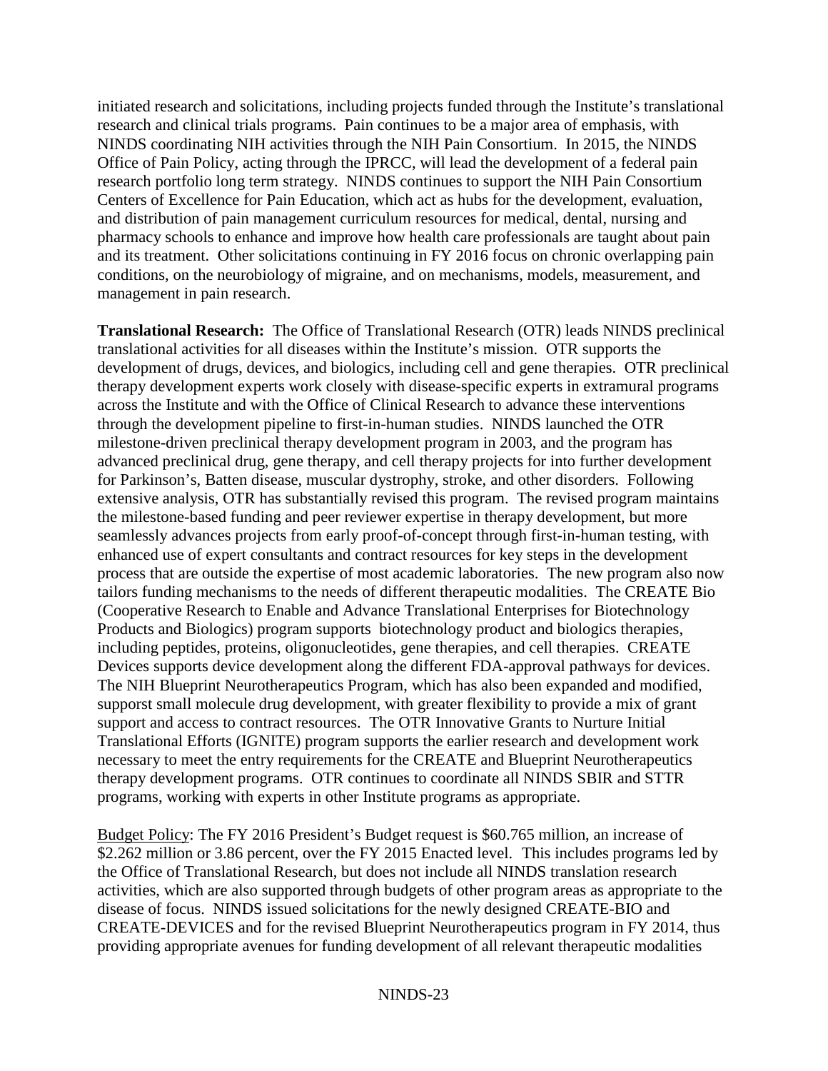initiated research and solicitations, including projects funded through the Institute's translational research and clinical trials programs. Pain continues to be a major area of emphasis, with NINDS coordinating NIH activities through the NIH Pain Consortium. In 2015, the NINDS Office of Pain Policy, acting through the IPRCC, will lead the development of a federal pain research portfolio long term strategy. NINDS continues to support the NIH Pain Consortium Centers of Excellence for Pain Education, which act as hubs for the development, evaluation, and distribution of pain management curriculum resources for medical, dental, nursing and pharmacy schools to enhance and improve how health care professionals are taught about pain and its treatment. Other solicitations continuing in FY 2016 focus on chronic overlapping pain conditions, on the neurobiology of migraine, and on mechanisms, models, measurement, and management in pain research.

**Translational Research:** The Office of Translational Research (OTR) leads NINDS preclinical translational activities for all diseases within the Institute's mission. OTR supports the development of drugs, devices, and biologics, including cell and gene therapies. OTR preclinical therapy development experts work closely with disease-specific experts in extramural programs across the Institute and with the Office of Clinical Research to advance these interventions through the development pipeline to first-in-human studies. NINDS launched the OTR milestone-driven preclinical therapy development program in 2003, and the program has advanced preclinical drug, gene therapy, and cell therapy projects for into further development for Parkinson's, Batten disease, muscular dystrophy, stroke, and other disorders. Following extensive analysis, OTR has substantially revised this program. The revised program maintains the milestone-based funding and peer reviewer expertise in therapy development, but more seamlessly advances projects from early proof-of-concept through first-in-human testing, with enhanced use of expert consultants and contract resources for key steps in the development process that are outside the expertise of most academic laboratories. The new program also now tailors funding mechanisms to the needs of different therapeutic modalities. The CREATE Bio (Cooperative Research to Enable and Advance Translational Enterprises for Biotechnology Products and Biologics) program supports biotechnology product and biologics therapies, including peptides, proteins, oligonucleotides, gene therapies, and cell therapies. CREATE Devices supports device development along the different FDA-approval pathways for devices. The NIH Blueprint Neurotherapeutics Program, which has also been expanded and modified, supporst small molecule drug development, with greater flexibility to provide a mix of grant support and access to contract resources. The OTR Innovative Grants to Nurture Initial Translational Efforts (IGNITE) program supports the earlier research and development work necessary to meet the entry requirements for the CREATE and Blueprint Neurotherapeutics therapy development programs. OTR continues to coordinate all NINDS SBIR and STTR programs, working with experts in other Institute programs as appropriate.

Budget Policy: The FY 2016 President's Budget request is $60.765 million, an increase of $2.262 million or 3.86 percent, over the FY 2015 Enacted level. This includes programs led by the Office of Translational Research, but does not include all NINDS translation research activities, which are also supported through budgets of other program areas as appropriate to the disease of focus. NINDS issued solicitations for the newly designed CREATE-BIO and CREATE-DEVICES and for the revised Blueprint Neurotherapeutics program in FY 2014, thus providing appropriate avenues for funding development of all relevant therapeutic modalities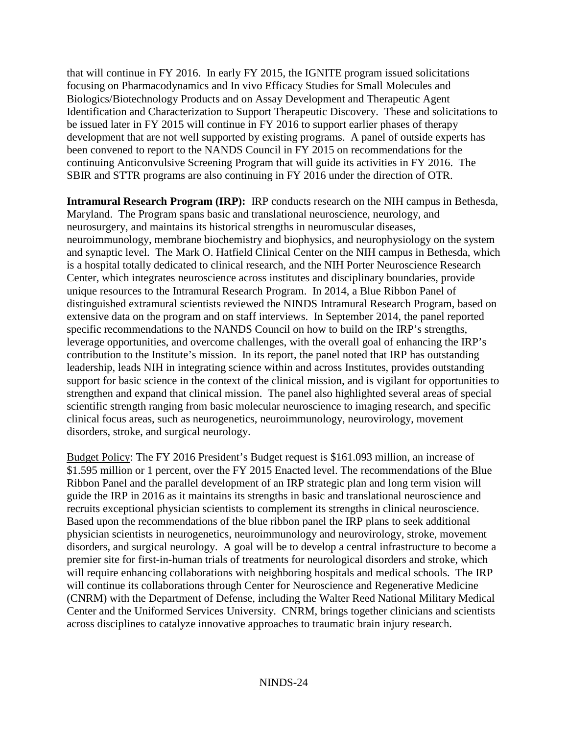that will continue in FY 2016. In early FY 2015, the IGNITE program issued solicitations focusing on Pharmacodynamics and In vivo Efficacy Studies for Small Molecules and Biologics/Biotechnology Products and on Assay Development and Therapeutic Agent Identification and Characterization to Support Therapeutic Discovery. These and solicitations to be issued later in FY 2015 will continue in FY 2016 to support earlier phases of therapy development that are not well supported by existing programs. A panel of outside experts has been convened to report to the NANDS Council in FY 2015 on recommendations for the continuing Anticonvulsive Screening Program that will guide its activities in FY 2016. The SBIR and STTR programs are also continuing in FY 2016 under the direction of OTR.

**Intramural Research Program (IRP):** IRP conducts research on the NIH campus in Bethesda, Maryland. The Program spans basic and translational neuroscience, neurology, and neurosurgery, and maintains its historical strengths in neuromuscular diseases, neuroimmunology, membrane biochemistry and biophysics, and neurophysiology on the system and synaptic level. The Mark O. Hatfield Clinical Center on the NIH campus in Bethesda, which is a hospital totally dedicated to clinical research, and the NIH Porter Neuroscience Research Center, which integrates neuroscience across institutes and disciplinary boundaries, provide unique resources to the Intramural Research Program. In 2014, a Blue Ribbon Panel of distinguished extramural scientists reviewed the NINDS Intramural Research Program, based on extensive data on the program and on staff interviews. In September 2014, the panel reported specific recommendations to the NANDS Council on how to build on the IRP's strengths, leverage opportunities, and overcome challenges, with the overall goal of enhancing the IRP's contribution to the Institute's mission. In its report, the panel noted that IRP has outstanding leadership, leads NIH in integrating science within and across Institutes, provides outstanding support for basic science in the context of the clinical mission, and is vigilant for opportunities to strengthen and expand that clinical mission. The panel also highlighted several areas of special scientific strength ranging from basic molecular neuroscience to imaging research, and specific clinical focus areas, such as neurogenetics, neuroimmunology, neurovirology, movement disorders, stroke, and surgical neurology.

Budget Policy: The FY 2016 President's Budget request is $161.093 million, an increase of $1.595 million or 1 percent, over the FY 2015 Enacted level. The recommendations of the Blue Ribbon Panel and the parallel development of an IRP strategic plan and long term vision will guide the IRP in 2016 as it maintains its strengths in basic and translational neuroscience and recruits exceptional physician scientists to complement its strengths in clinical neuroscience. Based upon the recommendations of the blue ribbon panel the IRP plans to seek additional physician scientists in neurogenetics, neuroimmunology and neurovirology, stroke, movement disorders, and surgical neurology. A goal will be to develop a central infrastructure to become a premier site for first-in-human trials of treatments for neurological disorders and stroke, which will require enhancing collaborations with neighboring hospitals and medical schools. The IRP will continue its collaborations through Center for Neuroscience and Regenerative Medicine (CNRM) with the Department of Defense, including the Walter Reed National Military Medical Center and the Uniformed Services University. CNRM, brings together clinicians and scientists across disciplines to catalyze innovative approaches to traumatic brain injury research.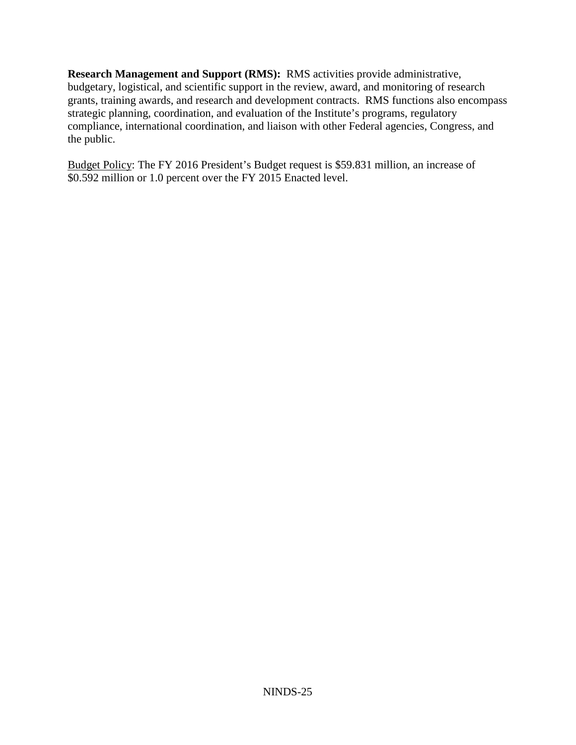**Research Management and Support (RMS):** RMS activities provide administrative, budgetary, logistical, and scientific support in the review, award, and monitoring of research grants, training awards, and research and development contracts. RMS functions also encompass strategic planning, coordination, and evaluation of the Institute's programs, regulatory compliance, international coordination, and liaison with other Federal agencies, Congress, and the public.

Budget Policy: The FY 2016 President's Budget request is $59.831 million, an increase of $0.592 million or 1.0 percent over the FY 2015 Enacted level.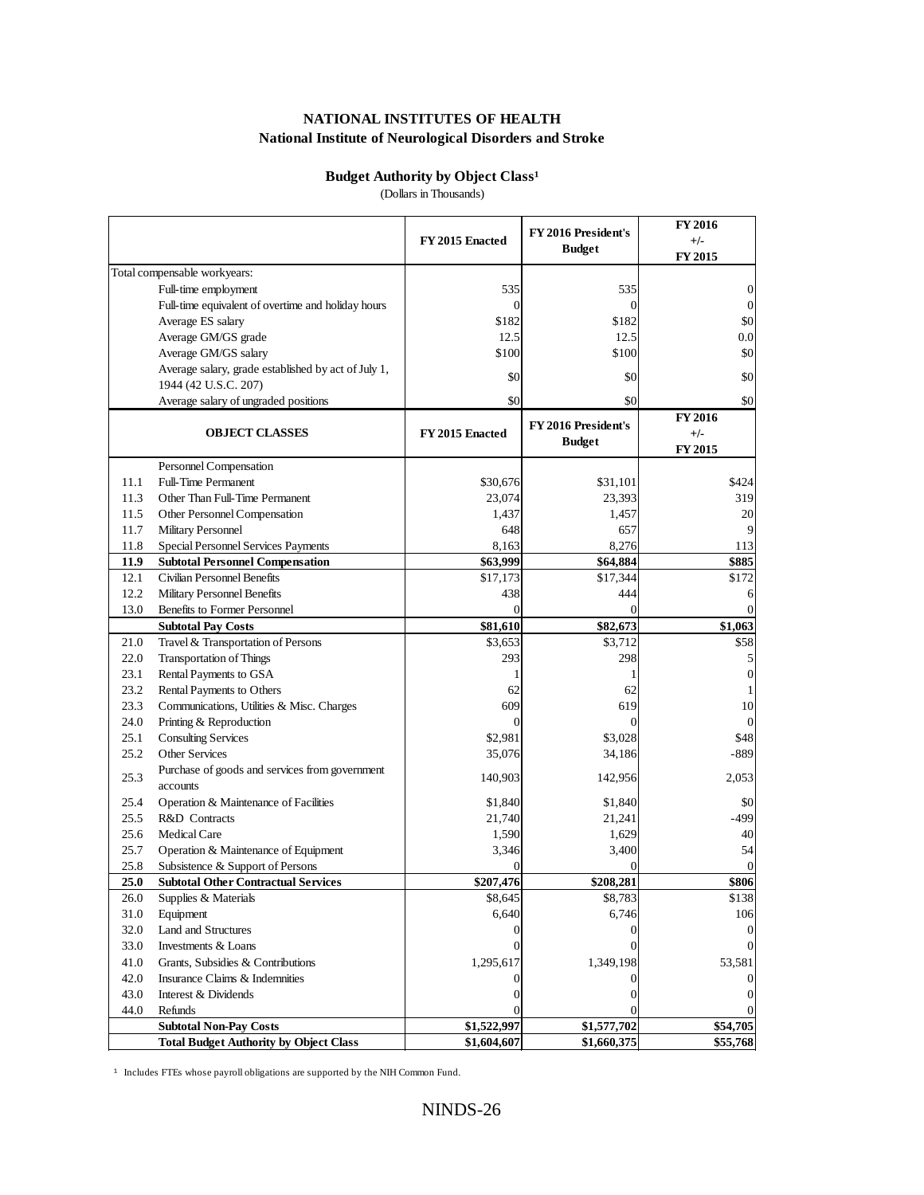# NATIONAL INSTITUTES OF HEALTH

## National Institute of Neurological Disorders and Stroke

### Budget Authority by Object Class[1]

(Dollars in Thousands)

| | | FY 2015 Enacted | FY 2016 President's Budget | FY 2016 +/- FY 2015 |
|---|---|---|---|---|
| Total compensable workyears: | | | | |
| | Full-time employment | 535 | 535 | 0 |
| | Full-time equivalent of overtime and holiday hours | 0 | 0 | 0 |
| | Average ES salary | $182 | $182 | $0 |
| | Average GM/GS grade | 12.5 | 12.5 | 0.0 |
| | Average GM/GS salary | $100 | $100 | $0 |
| | Average salary, grade established by act of July 1, 1944 (42 U.S.C. 207) | $0 | $0 | $0 |
| | Average salary of ungraded positions | $0 | $0 | $0 |
| | **OBJECT CLASSES** | **FY 2015 Enacted** | **FY 2016 President's Budget** | **FY 2016 +/- FY 2015** |
| | Personnel Compensation | | | |
| 11.1 | Full-Time Permanent | $30,676 | $31,101 | $424 |
| 11.3 | Other Than Full-Time Permanent | 23,074 | 23,393 | 319 |
| 11.5 | Other Personnel Compensation | 1,437 | 1,457 | 20 |
| 11.7 | Military Personnel | 648 | 657 | 9 |
| 11.8 | Special Personnel Services Payments | 8,163 | 8,276 | 113 |
| **11.9** | **Subtotal Personnel Compensation** | **$63,999** | **$64,884** | **$885** |
| 12.1 | Civilian Personnel Benefits | $17,173 | $17,344 | $172 |
| 12.2 | Military Personnel Benefits | 438 | 444 | 6 |
| 13.0 | Benefits to Former Personnel | 0 | 0 | 0 |
| | **Subtotal Pay Costs** | **$81,610** | **$82,673** | **$1,063** |
| 21.0 | Travel & Transportation of Persons | $3,653 | $3,712 | $58 |
| 22.0 | Transportation of Things | 293 | 298 | 5 |
| 23.1 | Rental Payments to GSA | 1 | 1 | 0 |
| 23.2 | Rental Payments to Others | 62 | 62 | 1 |
| 23.3 | Communications, Utilities & Misc. Charges | 609 | 619 | 10 |
| 24.0 | Printing & Reproduction | 0 | 0 | 0 |
| 25.1 | Consulting Services | $2,981 | $3,028 | $48 |
| 25.2 | Other Services | 35,076 | 34,186 | -889 |
| 25.3 | Purchase of goods and services from government accounts | 140,903 | 142,956 | 2,053 |
| 25.4 | Operation & Maintenance of Facilities | $1,840 | $1,840 | $0 |
| 25.5 | R&D Contracts | 21,740 | 21,241 | -499 |
| 25.6 | Medical Care | 1,590 | 1,629 | 40 |
| 25.7 | Operation & Maintenance of Equipment | 3,346 | 3,400 | 54 |
| 25.8 | Subsistence & Support of Persons | 0 | 0 | 0 |
| **25.0** | **Subtotal Other Contractual Services** | **$207,476** | **$208,281** | **$806** |
| 26.0 | Supplies & Materials | $8,645 | $8,783 | $138 |
| 31.0 | Equipment | 6,640 | 6,746 | 106 |
| 32.0 | Land and Structures | 0 | 0 | 0 |
| 33.0 | Investments & Loans | 0 | 0 | 0 |
| 41.0 | Grants, Subsidies & Contributions | 1,295,617 | 1,349,198 | 53,581 |
| 42.0 | Insurance Claims & Indemnities | 0 | 0 | 0 |
| 43.0 | Interest & Dividends | 0 | 0 | 0 |
| 44.0 | Refunds | 0 | 0 | 0 |
| | **Subtotal Non-Pay Costs** | **$1,522,997** | **$1,577,702** | **$54,705** |
| | **Total Budget Authority by Object Class** | **$1,604,607** | **$1,660,375** | **$55,768** |

[1] Includes FTEs whose payroll obligations are supported by the NIH Common Fund.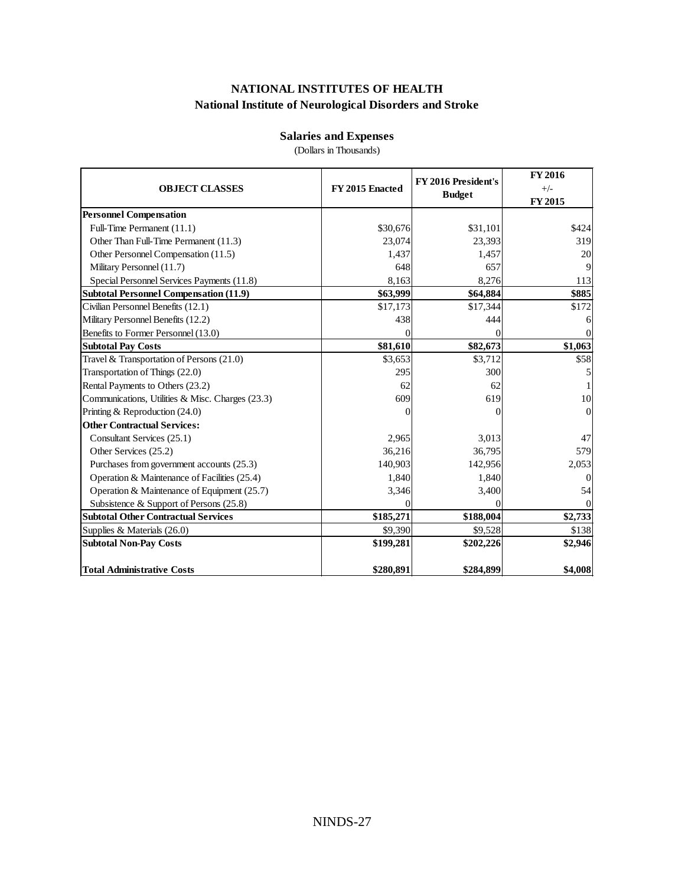# NATIONAL INSTITUTES OF HEALTH

## National Institute of Neurological Disorders and Stroke

### Salaries and Expenses

(Dollars in Thousands)

| OBJECT CLASSES | FY 2015 Enacted | FY 2016 President's Budget | FY 2016 +/- FY 2015 |
|---|---|---|---|
| **Personnel Compensation** | | | |
| Full-Time Permanent (11.1) | \$30,676 | \$31,101 | \$424 |
| Other Than Full-Time Permanent (11.3) | 23,074 | 23,393 | 319 |
| Other Personnel Compensation (11.5) | 1,437 | 1,457 | 20 |
| Military Personnel (11.7) | 648 | 657 | 9 |
| Special Personnel Services Payments (11.8) | 8,163 | 8,276 | 113 |
| **Subtotal Personnel Compensation (11.9)** | **\$63,999** | **\$64,884** | **\$885** |
| Civilian Personnel Benefits (12.1) | \$17,173 | \$17,344 | \$172 |
| Military Personnel Benefits (12.2) | 438 | 444 | 6 |
| Benefits to Former Personnel (13.0) | 0 | 0 | 0 |
| **Subtotal Pay Costs** | **\$81,610** | **\$82,673** | **\$1,063** |
| Travel & Transportation of Persons (21.0) | \$3,653 | \$3,712 | \$58 |
| Transportation of Things (22.0) | 295 | 300 | 5 |
| Rental Payments to Others (23.2) | 62 | 62 | 1 |
| Communications, Utilities & Misc. Charges (23.3) | 609 | 619 | 10 |
| Printing & Reproduction (24.0) | 0 | 0 | 0 |
| **Other Contractual Services:** | | | |
| Consultant Services (25.1) | 2,965 | 3,013 | 47 |
| Other Services (25.2) | 36,216 | 36,795 | 579 |
| Purchases from government accounts (25.3) | 140,903 | 142,956 | 2,053 |
| Operation & Maintenance of Facilities (25.4) | 1,840 | 1,840 | 0 |
| Operation & Maintenance of Equipment (25.7) | 3,346 | 3,400 | 54 |
| Subsistence & Support of Persons (25.8) | 0 | 0 | 0 |
| **Subtotal Other Contractual Services** | **\$185,271** | **\$188,004** | **\$2,733** |
| Supplies & Materials (26.0) | \$9,390 | \$9,528 | \$138 |
| **Subtotal Non-Pay Costs** | **\$199,281** | **\$202,226** | **\$2,946** |
| **Total Administrative Costs** | **\$280,891** | **\$284,899** | **\$4,008** |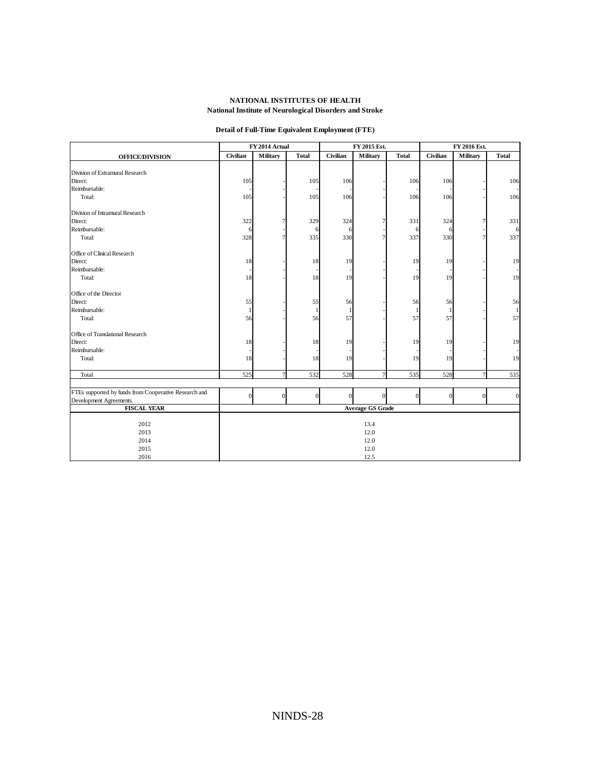**NATIONAL INSTITUTES OF HEALTH**
**National Institute of Neurological Disorders and Stroke**

**Detail of Full-Time Equivalent Employment (FTE)**

| OFFICE/DIVISION | FY 2014 Actual | | | FY 2015 Est. | | | FY 2016 Est. | | |
|---|---|---|---|---|---|---|---|---|---|
| | Civilian | Military | Total | Civilian | Military | Total | Civilian | Military | Total |
| Division of Extramural Research | | | | | | | | | |
| Direct: | 105 | - | 105 | 106 | - | 106 | 106 | - | 106 |
| Reimbursable: | - | - | - | - | - | - | - | - | - |
| Total: | 105 | - | 105 | 106 | - | 106 | 106 | - | 106 |
| Division of Intramural Research | | | | | | | | | |
| Direct: | 322 | 7 | 329 | 324 | 7 | 331 | 324 | 7 | 331 |
| Reimbursable: | 6 | - | 6 | 6 | - | 6 | 6 | - | 6 |
| Total: | 328 | 7 | 335 | 330 | 7 | 337 | 330 | 7 | 337 |
| Office of Clinical Research | | | | | | | | | |
| Direct: | 18 | - | 18 | 19 | - | 19 | 19 | - | 19 |
| Reimbursable: | - | - | - | - | - | - | - | - | - |
| Total: | 18 | - | 18 | 19 | - | 19 | 19 | - | 19 |
| Office of the Director | | | | | | | | | |
| Direct: | 55 | - | 55 | 56 | - | 56 | 56 | - | 56 |
| Reimbursable: | 1 | - | 1 | 1 | - | 1 | 1 | - | 1 |
| Total: | 56 | - | 56 | 57 | - | 57 | 57 | - | 57 |
| Office of Translational Research | | | | | | | | | |
| Direct: | 18 | - | 18 | 19 | - | 19 | 19 | - | 19 |
| Reimbursable: | - | - | - | - | - | - | - | - | - |
| Total: | 18 | - | 18 | 19 | - | 19 | 19 | - | 19 |
| Total | 525 | 7 | 532 | 528 | 7 | 535 | 528 | 7 | 535 |
| FTEs supported by funds from Cooperative Research and Development Agreements. | 0 | 0 | 0 | 0 | 0 | 0 | 0 | 0 | 0 |

| FISCAL YEAR | Average GS Grade |
|---|---|
| 2012 | 13.4 |
| 2013 | 12.0 |
| 2014 | 12.0 |
| 2015 | 12.0 |
| 2016 | 12.5 |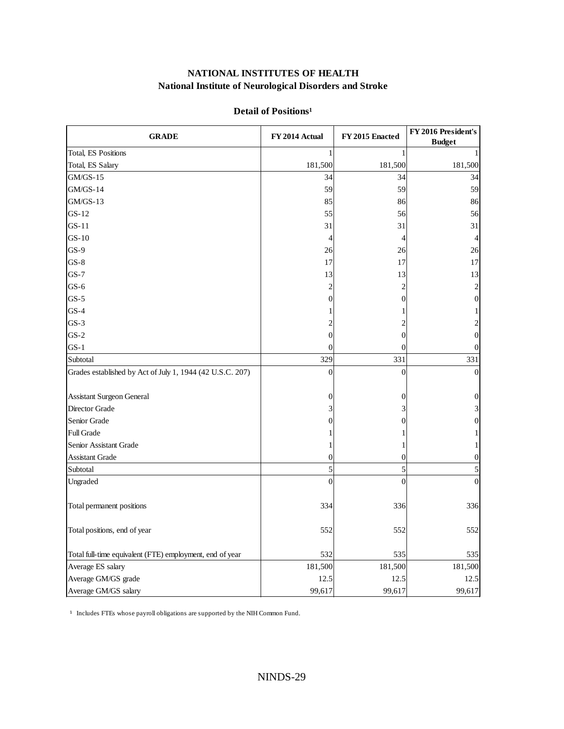## NATIONAL INSTITUTES OF HEALTH
## National Institute of Neurological Disorders and Stroke

### Detail of Positions[1]

| GRADE | FY 2014 Actual | FY 2015 Enacted | FY 2016 President's Budget |
|---|---|---|---|
| Total, ES Positions | 1 | 1 | 1 |
| Total, ES Salary | 181,500 | 181,500 | 181,500 |
| GM/GS-15 | 34 | 34 | 34 |
| GM/GS-14 | 59 | 59 | 59 |
| GM/GS-13 | 85 | 86 | 86 |
| GS-12 | 55 | 56 | 56 |
| GS-11 | 31 | 31 | 31 |
| GS-10 | 4 | 4 | 4 |
| GS-9 | 26 | 26 | 26 |
| GS-8 | 17 | 17 | 17 |
| GS-7 | 13 | 13 | 13 |
| GS-6 | 2 | 2 | 2 |
| GS-5 | 0 | 0 | 0 |
| GS-4 | 1 | 1 | 1 |
| GS-3 | 2 | 2 | 2 |
| GS-2 | 0 | 0 | 0 |
| GS-1 | 0 | 0 | 0 |
| Subtotal | 329 | 331 | 331 |
| Grades established by Act of July 1, 1944 (42 U.S.C. 207) | 0 | 0 | 0 |
| Assistant Surgeon General | 0 | 0 | 0 |
| Director Grade | 3 | 3 | 3 |
| Senior Grade | 0 | 0 | 0 |
| Full Grade | 1 | 1 | 1 |
| Senior Assistant Grade | 1 | 1 | 1 |
| Assistant Grade | 0 | 0 | 0 |
| Subtotal | 5 | 5 | 5 |
| Ungraded | 0 | 0 | 0 |
| Total permanent positions | 334 | 336 | 336 |
| Total positions, end of year | 552 | 552 | 552 |
| Total full-time equivalent (FTE) employment, end of year | 532 | 535 | 535 |
| Average ES salary | 181,500 | 181,500 | 181,500 |
| Average GM/GS grade | 12.5 | 12.5 | 12.5 |
| Average GM/GS salary | 99,617 | 99,617 | 99,617 |

[1] Includes FTEs whose payroll obligations are supported by the NIH Common Fund.